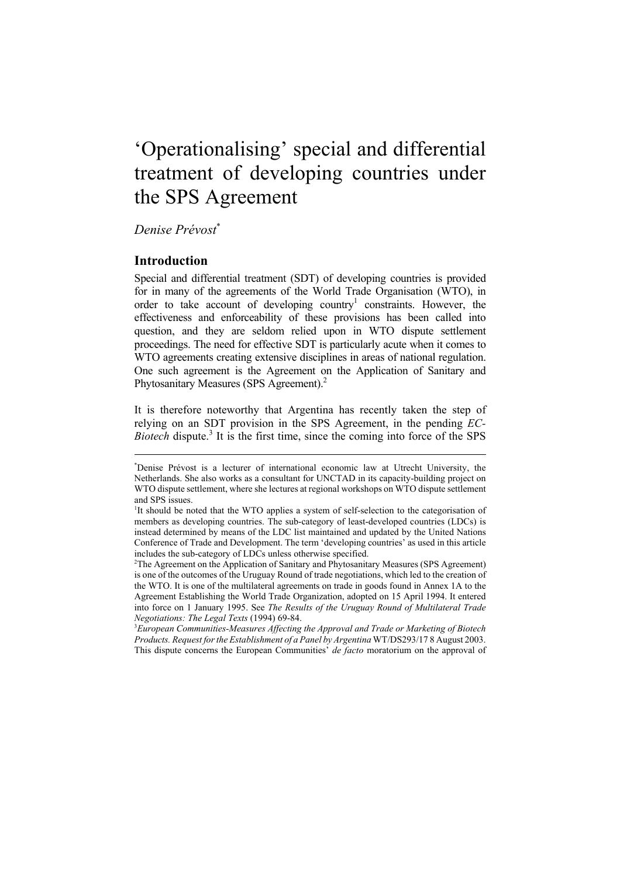# 'Operationalising' special and differential treatment of developing countries under the SPS Agreement

*Denise Prévost*[*]

## Introduction

Special and differential treatment (SDT) of developing countries is provided for in many of the agreements of the World Trade Organisation (WTO), in order to take account of developing country[1] constraints. However, the effectiveness and enforceability of these provisions has been called into question, and they are seldom relied upon in WTO dispute settlement proceedings. The need for effective SDT is particularly acute when it comes to WTO agreements creating extensive disciplines in areas of national regulation. One such agreement is the Agreement on the Application of Sanitary and Phytosanitary Measures (SPS Agreement).[2]

It is therefore noteworthy that Argentina has recently taken the step of relying on an SDT provision in the SPS Agreement, in the pending *EC-Biotech* dispute.[3] It is the first time, since the coming into force of the SPS

---

[*]Denise Prévost is a lecturer of international economic law at Utrecht University, the Netherlands. She also works as a consultant for UNCTAD in its capacity-building project on WTO dispute settlement, where she lectures at regional workshops on WTO dispute settlement and SPS issues.

[1]It should be noted that the WTO applies a system of self-selection to the categorisation of members as developing countries. The sub-category of least-developed countries (LDCs) is instead determined by means of the LDC list maintained and updated by the United Nations Conference of Trade and Development. The term 'developing countries' as used in this article includes the sub-category of LDCs unless otherwise specified.

[2]The Agreement on the Application of Sanitary and Phytosanitary Measures (SPS Agreement) is one of the outcomes of the Uruguay Round of trade negotiations, which led to the creation of the WTO. It is one of the multilateral agreements on trade in goods found in Annex 1A to the Agreement Establishing the World Trade Organization, adopted on 15 April 1994. It entered into force on 1 January 1995. See *The Results of the Uruguay Round of Multilateral Trade Negotiations: The Legal Texts* (1994) 69-84.

[3]*European Communities-Measures Affecting the Approval and Trade or Marketing of Biotech Products. Request for the Establishment of a Panel by Argentina* WT/DS293/17 8 August 2003. This dispute concerns the European Communities' *de facto* moratorium on the approval of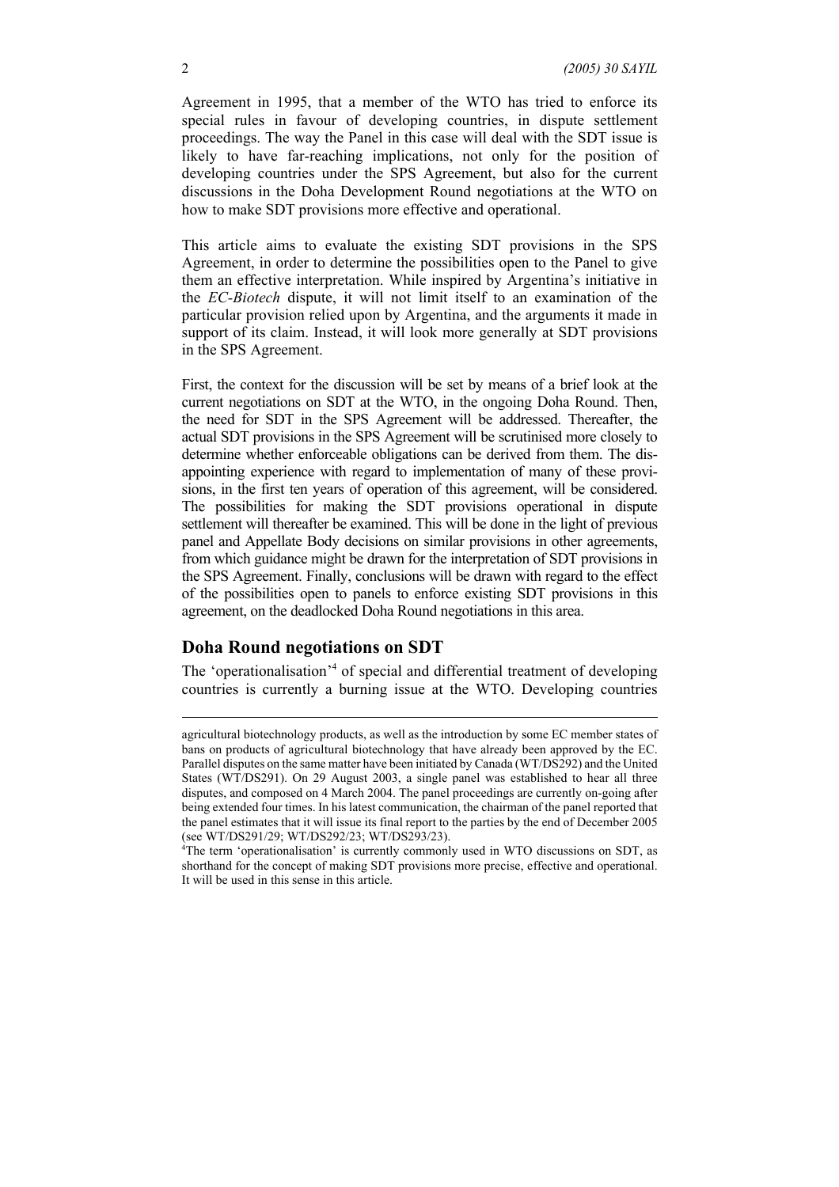Agreement in 1995, that a member of the WTO has tried to enforce its special rules in favour of developing countries, in dispute settlement proceedings. The way the Panel in this case will deal with the SDT issue is likely to have far-reaching implications, not only for the position of developing countries under the SPS Agreement, but also for the current discussions in the Doha Development Round negotiations at the WTO on how to make SDT provisions more effective and operational.

This article aims to evaluate the existing SDT provisions in the SPS Agreement, in order to determine the possibilities open to the Panel to give them an effective interpretation. While inspired by Argentina's initiative in the *EC-Biotech* dispute, it will not limit itself to an examination of the particular provision relied upon by Argentina, and the arguments it made in support of its claim. Instead, it will look more generally at SDT provisions in the SPS Agreement.

First, the context for the discussion will be set by means of a brief look at the current negotiations on SDT at the WTO, in the ongoing Doha Round. Then, the need for SDT in the SPS Agreement will be addressed. Thereafter, the actual SDT provisions in the SPS Agreement will be scrutinised more closely to determine whether enforceable obligations can be derived from them. The disappointing experience with regard to implementation of many of these provisions, in the first ten years of operation of this agreement, will be considered. The possibilities for making the SDT provisions operational in dispute settlement will thereafter be examined. This will be done in the light of previous panel and Appellate Body decisions on similar provisions in other agreements, from which guidance might be drawn for the interpretation of SDT provisions in the SPS Agreement. Finally, conclusions will be drawn with regard to the effect of the possibilities open to panels to enforce existing SDT provisions in this agreement, on the deadlocked Doha Round negotiations in this area.

## Doha Round negotiations on SDT

The 'operationalisation'[4] of special and differential treatment of developing countries is currently a burning issue at the WTO. Developing countries

---

agricultural biotechnology products, as well as the introduction by some EC member states of bans on products of agricultural biotechnology that have already been approved by the EC. Parallel disputes on the same matter have been initiated by Canada (WT/DS292) and the United States (WT/DS291). On 29 August 2003, a single panel was established to hear all three disputes, and composed on 4 March 2004. The panel proceedings are currently on-going after being extended four times. In his latest communication, the chairman of the panel reported that the panel estimates that it will issue its final report to the parties by the end of December 2005 (see WT/DS291/29; WT/DS292/23; WT/DS293/23).

[4] The term 'operationalisation' is currently commonly used in WTO discussions on SDT, as shorthand for the concept of making SDT provisions more precise, effective and operational. It will be used in this sense in this article.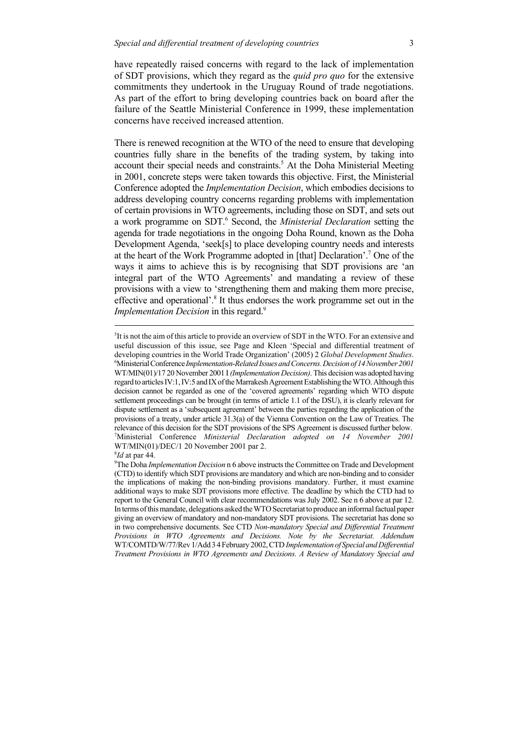have repeatedly raised concerns with regard to the lack of implementation of SDT provisions, which they regard as the *quid pro quo* for the extensive commitments they undertook in the Uruguay Round of trade negotiations. As part of the effort to bring developing countries back on board after the failure of the Seattle Ministerial Conference in 1999, these implementation concerns have received increased attention.

There is renewed recognition at the WTO of the need to ensure that developing countries fully share in the benefits of the trading system, by taking into account their special needs and constraints.[5] At the Doha Ministerial Meeting in 2001, concrete steps were taken towards this objective. First, the Ministerial Conference adopted the *Implementation Decision*, which embodies decisions to address developing country concerns regarding problems with implementation of certain provisions in WTO agreements, including those on SDT, and sets out a work programme on SDT.[6] Second, the *Ministerial Declaration* setting the agenda for trade negotiations in the ongoing Doha Round, known as the Doha Development Agenda, 'seek[s] to place developing country needs and interests at the heart of the Work Programme adopted in [that] Declaration'.[7] One of the ways it aims to achieve this is by recognising that SDT provisions are 'an integral part of the WTO Agreements' and mandating a review of these provisions with a view to 'strengthening them and making them more precise, effective and operational'.[8] It thus endorses the work programme set out in the *Implementation Decision* in this regard.[9]

---

[5]It is not the aim of this article to provide an overview of SDT in the WTO. For an extensive and useful discussion of this issue, see Page and Kleen 'Special and differential treatment of developing countries in the World Trade Organization' (2005) 2 *Global Development Studies*.

[6]Ministerial Conference *Implementation-Related Issues and Concerns. Decision of 14 November 2001* WT/MIN(01)/17 20 November 2001 I *(Implementation Decision)*. This decision was adopted having regard to articles IV:1, IV:5 and IX of the Marrakesh Agreement Establishing the WTO. Although this decision cannot be regarded as one of the 'covered agreements' regarding which WTO dispute settlement proceedings can be brought (in terms of article 1.1 of the DSU), it is clearly relevant for dispute settlement as a 'subsequent agreement' between the parties regarding the application of the provisions of a treaty, under article 31.3(a) of the Vienna Convention on the Law of Treaties. The relevance of this decision for the SDT provisions of the SPS Agreement is discussed further below.

[7]Ministerial Conference *Ministerial Declaration adopted on 14 November 2001* WT/MIN(01)/DEC/1 20 November 2001 par 2.

[8]*Id* at par 44.

[9]The Doha *Implementation Decision* n 6 above instructs the Committee on Trade and Development (CTD) to identify which SDT provisions are mandatory and which are non-binding and to consider the implications of making the non-binding provisions mandatory. Further, it must examine additional ways to make SDT provisions more effective. The deadline by which the CTD had to report to the General Council with clear recommendations was July 2002. See n 6 above at par 12. In terms of this mandate, delegations asked the WTO Secretariat to produce an informal factual paper giving an overview of mandatory and non-mandatory SDT provisions. The secretariat has done so in two comprehensive documents. See CTD *Non-mandatory Special and Differential Treatment Provisions in WTO Agreements and Decisions. Note by the Secretariat. Addendum* WT/COMTD/W/77/Rev 1/Add 3 4 February 2002, CTD *Implementation of Special and Differential Treatment Provisions in WTO Agreements and Decisions. A Review of Mandatory Special and*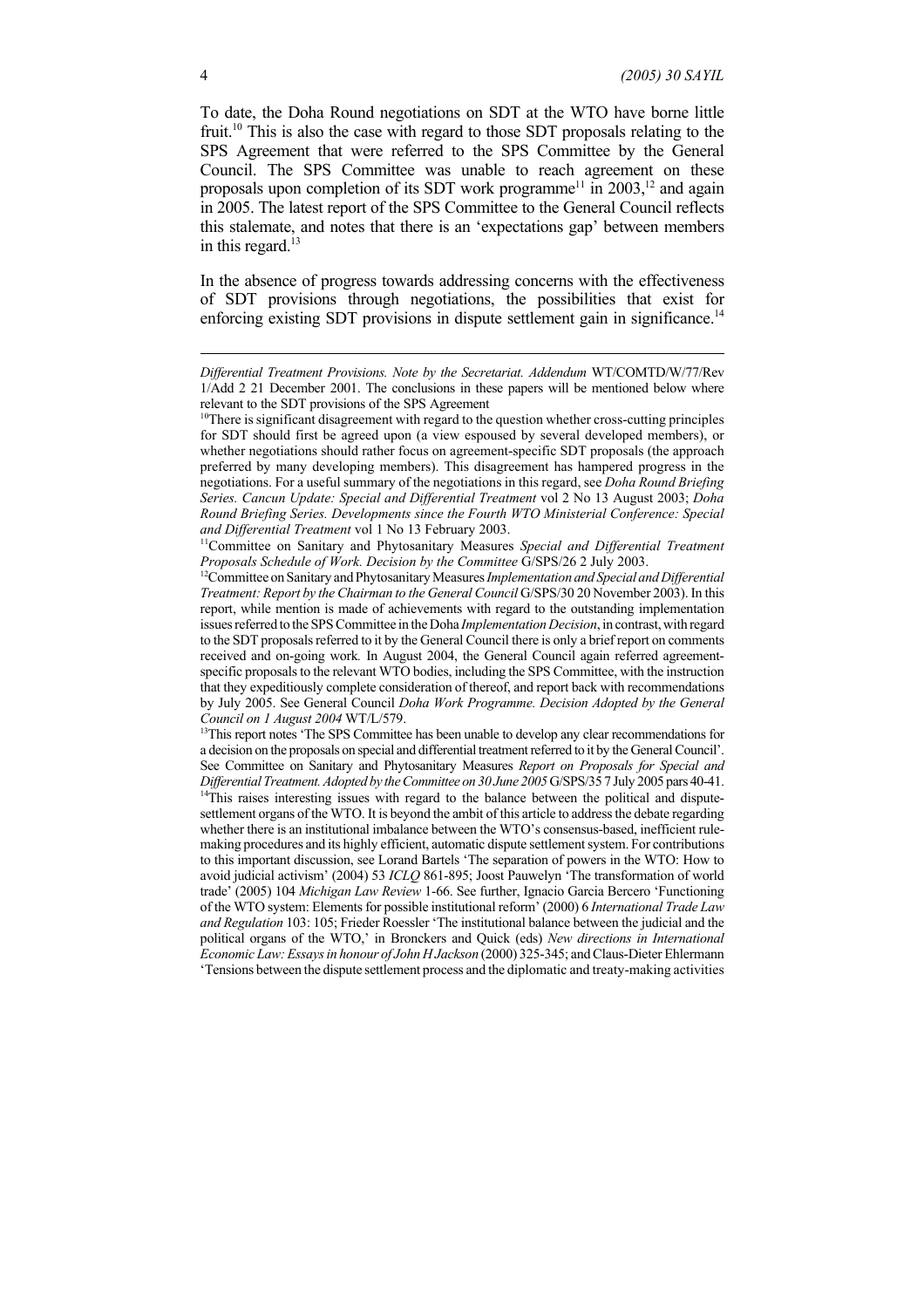To date, the Doha Round negotiations on SDT at the WTO have borne little fruit.[10] This is also the case with regard to those SDT proposals relating to the SPS Agreement that were referred to the SPS Committee by the General Council. The SPS Committee was unable to reach agreement on these proposals upon completion of its SDT work programme[11] in 2003,[12] and again in 2005. The latest report of the SPS Committee to the General Council reflects this stalemate, and notes that there is an 'expectations gap' between members in this regard.[13]

In the absence of progress towards addressing concerns with the effectiveness of SDT provisions through negotiations, the possibilities that exist for enforcing existing SDT provisions in dispute settlement gain in significance.[14]

---

*Differential Treatment Provisions. Note by the Secretariat. Addendum* WT/COMTD/W/77/Rev 1/Add 2 21 December 2001. The conclusions in these papers will be mentioned below where relevant to the SDT provisions of the SPS Agreement

[10] There is significant disagreement with regard to the question whether cross-cutting principles for SDT should first be agreed upon (a view espoused by several developed members), or whether negotiations should rather focus on agreement-specific SDT proposals (the approach preferred by many developing members). This disagreement has hampered progress in the negotiations. For a useful summary of the negotiations in this regard, see *Doha Round Briefing Series. Cancun Update: Special and Differential Treatment* vol 2 No 13 August 2003; *Doha Round Briefing Series. Developments since the Fourth WTO Ministerial Conference: Special and Differential Treatment* vol 1 No 13 February 2003.

[11] Committee on Sanitary and Phytosanitary Measures *Special and Differential Treatment Proposals Schedule of Work. Decision by the Committee* G/SPS/26 2 July 2003.

[12] Committee on Sanitary and Phytosanitary Measures *Implementation and Special and Differential Treatment: Report by the Chairman to the General Council* G/SPS/30 20 November 2003). In this report, while mention is made of achievements with regard to the outstanding implementation issues referred to the SPS Committee in the Doha *Implementation Decision*, in contrast, with regard to the SDT proposals referred to it by the General Council there is only a brief report on comments received and on-going work. In August 2004, the General Council again referred agreement-specific proposals to the relevant WTO bodies, including the SPS Committee, with the instruction that they expeditiously complete consideration of thereof, and report back with recommendations by July 2005. See General Council *Doha Work Programme. Decision Adopted by the General Council on 1 August 2004* WT/L/579.

[13] This report notes 'The SPS Committee has been unable to develop any clear recommendations for a decision on the proposals on special and differential treatment referred to it by the General Council'. See Committee on Sanitary and Phytosanitary Measures *Report on Proposals for Special and Differential Treatment. Adopted by the Committee on 30 June 2005* G/SPS/35 7 July 2005 pars 40-41.

[14] This raises interesting issues with regard to the balance between the political and dispute-settlement organs of the WTO. It is beyond the ambit of this article to address the debate regarding whether there is an institutional imbalance between the WTO's consensus-based, inefficient rule-making procedures and its highly efficient, automatic dispute settlement system. For contributions to this important discussion, see Lorand Bartels 'The separation of powers in the WTO: How to avoid judicial activism' (2004) 53 *ICLQ* 861-895; Joost Pauwelyn 'The transformation of world trade' (2005) 104 *Michigan Law Review* 1-66. See further, Ignacio Garcia Bercero 'Functioning of the WTO system: Elements for possible institutional reform' (2000) 6 *International Trade Law and Regulation* 103: 105; Frieder Roessler 'The institutional balance between the judicial and the political organs of the WTO,' in Bronckers and Quick (eds) *New directions in International Economic Law: Essays in honour of John H Jackson* (2000) 325-345; and Claus-Dieter Ehlermann 'Tensions between the dispute settlement process and the diplomatic and treaty-making activities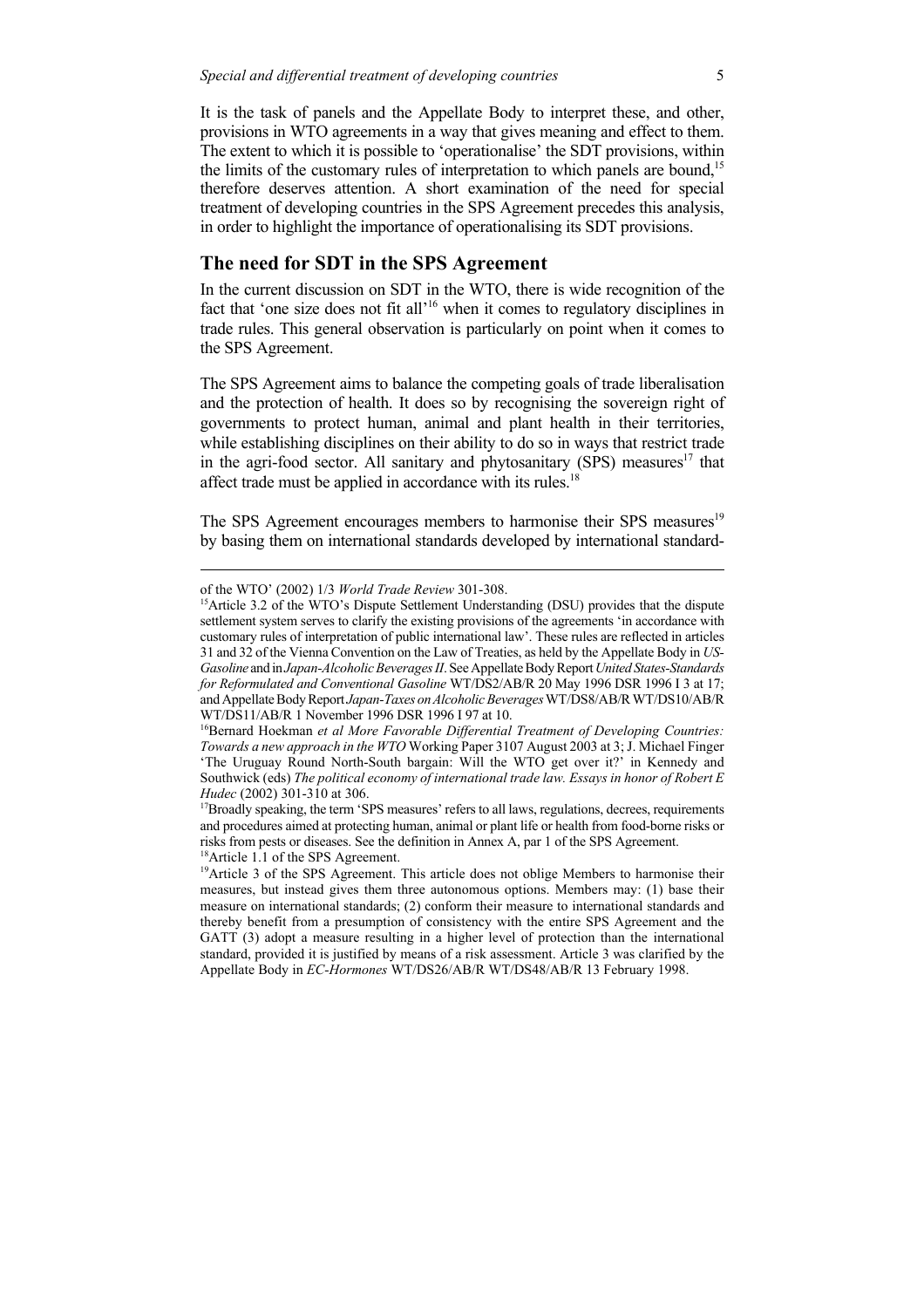It is the task of panels and the Appellate Body to interpret these, and other, provisions in WTO agreements in a way that gives meaning and effect to them. The extent to which it is possible to 'operationalise' the SDT provisions, within the limits of the customary rules of interpretation to which panels are bound,[15] therefore deserves attention. A short examination of the need for special treatment of developing countries in the SPS Agreement precedes this analysis, in order to highlight the importance of operationalising its SDT provisions.

## The need for SDT in the SPS Agreement

In the current discussion on SDT in the WTO, there is wide recognition of the fact that 'one size does not fit all'[16] when it comes to regulatory disciplines in trade rules. This general observation is particularly on point when it comes to the SPS Agreement.

The SPS Agreement aims to balance the competing goals of trade liberalisation and the protection of health. It does so by recognising the sovereign right of governments to protect human, animal and plant health in their territories, while establishing disciplines on their ability to do so in ways that restrict trade in the agri-food sector. All sanitary and phytosanitary (SPS) measures[17] that affect trade must be applied in accordance with its rules.[18]

The SPS Agreement encourages members to harmonise their SPS measures[19] by basing them on international standards developed by international standard-

---

of the WTO' (2002) 1/3 *World Trade Review* 301-308.

[15]Article 3.2 of the WTO's Dispute Settlement Understanding (DSU) provides that the dispute settlement system serves to clarify the existing provisions of the agreements 'in accordance with customary rules of interpretation of public international law'. These rules are reflected in articles 31 and 32 of the Vienna Convention on the Law of Treaties, as held by the Appellate Body in *US-Gasoline* and in *Japan-Alcoholic Beverages II*. See Appellate Body Report *United States-Standards for Reformulated and Conventional Gasoline* WT/DS2/AB/R 20 May 1996 DSR 1996 I 3 at 17; and Appellate Body Report *Japan-Taxes on Alcoholic Beverages* WT/DS8/AB/R WT/DS10/AB/R WT/DS11/AB/R 1 November 1996 DSR 1996 I 97 at 10.

[16]Bernard Hoekman *et al More Favorable Differential Treatment of Developing Countries: Towards a new approach in the WTO* Working Paper 3107 August 2003 at 3; J. Michael Finger 'The Uruguay Round North-South bargain: Will the WTO get over it?' in Kennedy and Southwick (eds) *The political economy of international trade law. Essays in honor of Robert E Hudec* (2002) 301-310 at 306.

[17]Broadly speaking, the term 'SPS measures' refers to all laws, regulations, decrees, requirements and procedures aimed at protecting human, animal or plant life or health from food-borne risks or risks from pests or diseases. See the definition in Annex A, par 1 of the SPS Agreement.

[18]Article 1.1 of the SPS Agreement.

[19]Article 3 of the SPS Agreement. This article does not oblige Members to harmonise their measures, but instead gives them three autonomous options. Members may: (1) base their measure on international standards; (2) conform their measure to international standards and thereby benefit from a presumption of consistency with the entire SPS Agreement and the GATT (3) adopt a measure resulting in a higher level of protection than the international standard, provided it is justified by means of a risk assessment. Article 3 was clarified by the Appellate Body in *EC-Hormones* WT/DS26/AB/R WT/DS48/AB/R 13 February 1998.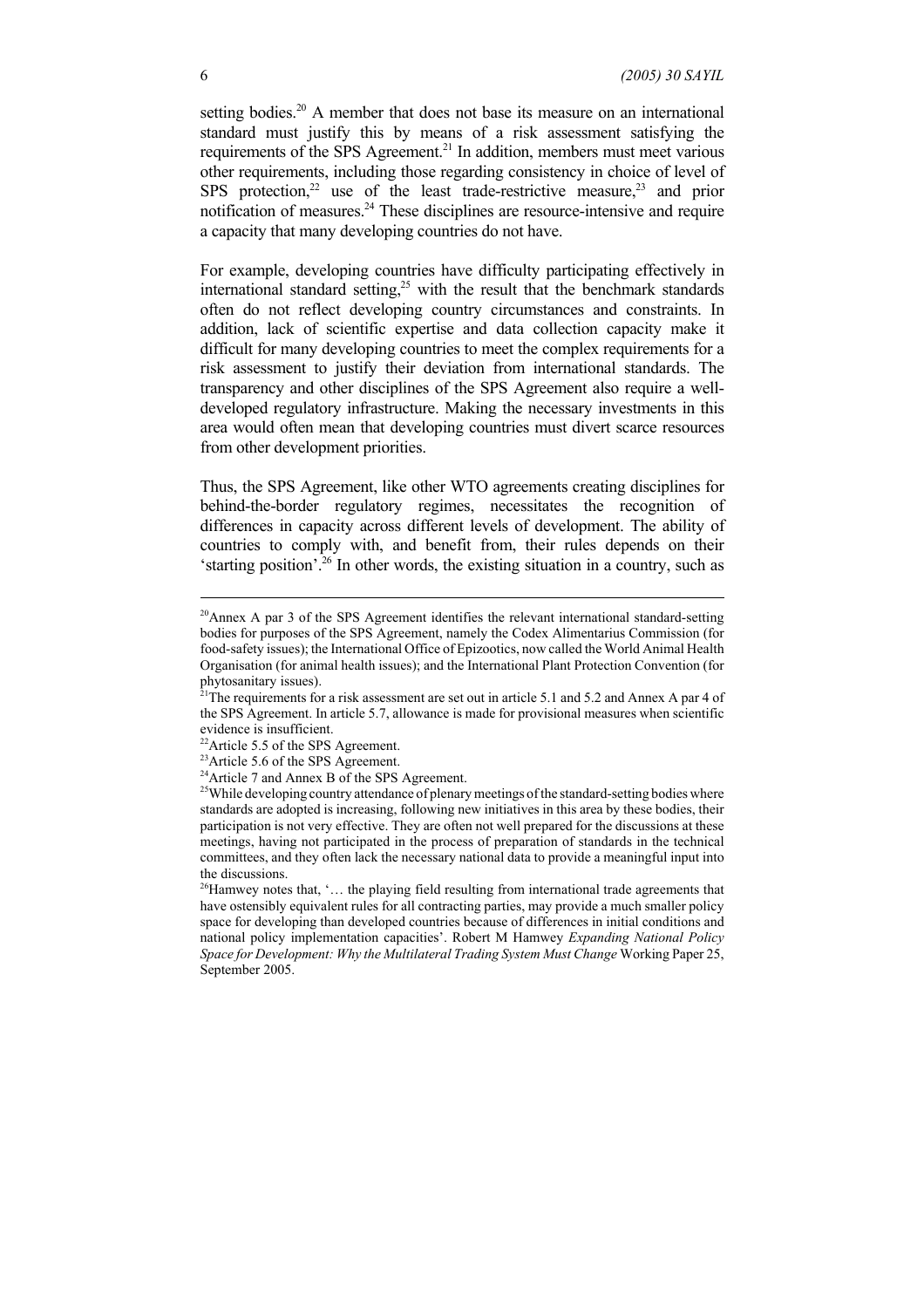setting bodies.[20] A member that does not base its measure on an international standard must justify this by means of a risk assessment satisfying the requirements of the SPS Agreement.[21] In addition, members must meet various other requirements, including those regarding consistency in choice of level of SPS protection,[22] use of the least trade-restrictive measure,[23] and prior notification of measures.[24] These disciplines are resource-intensive and require a capacity that many developing countries do not have.

For example, developing countries have difficulty participating effectively in international standard setting,[25] with the result that the benchmark standards often do not reflect developing country circumstances and constraints. In addition, lack of scientific expertise and data collection capacity make it difficult for many developing countries to meet the complex requirements for a risk assessment to justify their deviation from international standards. The transparency and other disciplines of the SPS Agreement also require a well-developed regulatory infrastructure. Making the necessary investments in this area would often mean that developing countries must divert scarce resources from other development priorities.

Thus, the SPS Agreement, like other WTO agreements creating disciplines for behind-the-border regulatory regimes, necessitates the recognition of differences in capacity across different levels of development. The ability of countries to comply with, and benefit from, their rules depends on their 'starting position'.[26] In other words, the existing situation in a country, such as

---

[20] Annex A par 3 of the SPS Agreement identifies the relevant international standard-setting bodies for purposes of the SPS Agreement, namely the Codex Alimentarius Commission (for food-safety issues); the International Office of Epizootics, now called the World Animal Health Organisation (for animal health issues); and the International Plant Protection Convention (for phytosanitary issues).

[21] The requirements for a risk assessment are set out in article 5.1 and 5.2 and Annex A par 4 of the SPS Agreement. In article 5.7, allowance is made for provisional measures when scientific evidence is insufficient.

[22] Article 5.5 of the SPS Agreement.

[23] Article 5.6 of the SPS Agreement.

[24] Article 7 and Annex B of the SPS Agreement.

[25] While developing country attendance of plenary meetings of the standard-setting bodies where standards are adopted is increasing, following new initiatives in this area by these bodies, their participation is not very effective. They are often not well prepared for the discussions at these meetings, having not participated in the process of preparation of standards in the technical committees, and they often lack the necessary national data to provide a meaningful input into the discussions.

[26] Hamwey notes that, '… the playing field resulting from international trade agreements that have ostensibly equivalent rules for all contracting parties, may provide a much smaller policy space for developing than developed countries because of differences in initial conditions and national policy implementation capacities'. Robert M Hamwey *Expanding National Policy Space for Development: Why the Multilateral Trading System Must Change* Working Paper 25, September 2005.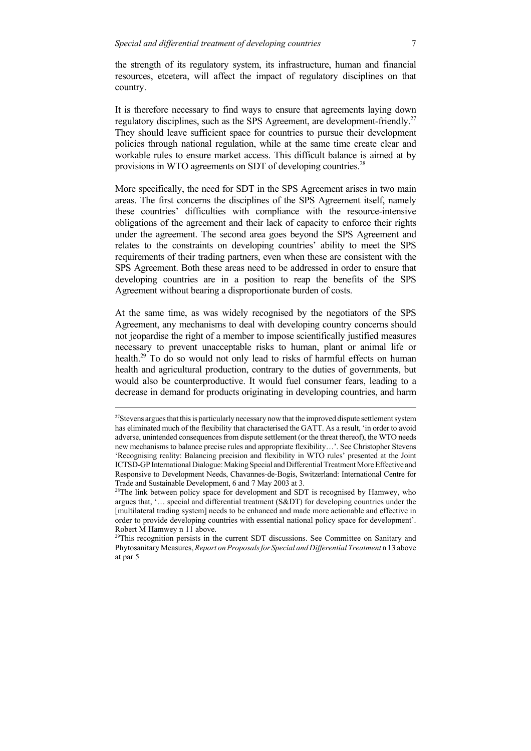the strength of its regulatory system, its infrastructure, human and financial resources, etcetera, will affect the impact of regulatory disciplines on that country.

It is therefore necessary to find ways to ensure that agreements laying down regulatory disciplines, such as the SPS Agreement, are development-friendly.[27] They should leave sufficient space for countries to pursue their development policies through national regulation, while at the same time create clear and workable rules to ensure market access. This difficult balance is aimed at by provisions in WTO agreements on SDT of developing countries.[28]

More specifically, the need for SDT in the SPS Agreement arises in two main areas. The first concerns the disciplines of the SPS Agreement itself, namely these countries' difficulties with compliance with the resource-intensive obligations of the agreement and their lack of capacity to enforce their rights under the agreement. The second area goes beyond the SPS Agreement and relates to the constraints on developing countries' ability to meet the SPS requirements of their trading partners, even when these are consistent with the SPS Agreement. Both these areas need to be addressed in order to ensure that developing countries are in a position to reap the benefits of the SPS Agreement without bearing a disproportionate burden of costs.

At the same time, as was widely recognised by the negotiators of the SPS Agreement, any mechanisms to deal with developing country concerns should not jeopardise the right of a member to impose scientifically justified measures necessary to prevent unacceptable risks to human, plant or animal life or health.[29] To do so would not only lead to risks of harmful effects on human health and agricultural production, contrary to the duties of governments, but would also be counterproductive. It would fuel consumer fears, leading to a decrease in demand for products originating in developing countries, and harm

---

[27] Stevens argues that this is particularly necessary now that the improved dispute settlement system has eliminated much of the flexibility that characterised the GATT. As a result, 'in order to avoid adverse, unintended consequences from dispute settlement (or the threat thereof), the WTO needs new mechanisms to balance precise rules and appropriate flexibility…'. See Christopher Stevens 'Recognising reality: Balancing precision and flexibility in WTO rules' presented at the Joint ICTSD-GP International Dialogue: Making Special and Differential Treatment More Effective and Responsive to Development Needs, Chavannes-de-Bogis, Switzerland: International Centre for Trade and Sustainable Development, 6 and 7 May 2003 at 3.

[28] The link between policy space for development and SDT is recognised by Hamwey, who argues that, '… special and differential treatment (S&DT) for developing countries under the [multilateral trading system] needs to be enhanced and made more actionable and effective in order to provide developing countries with essential national policy space for development'. Robert M Hamwey n 11 above.

[29] This recognition persists in the current SDT discussions. See Committee on Sanitary and Phytosanitary Measures, *Report on Proposals for Special and Differential Treatment* n 13 above at par 5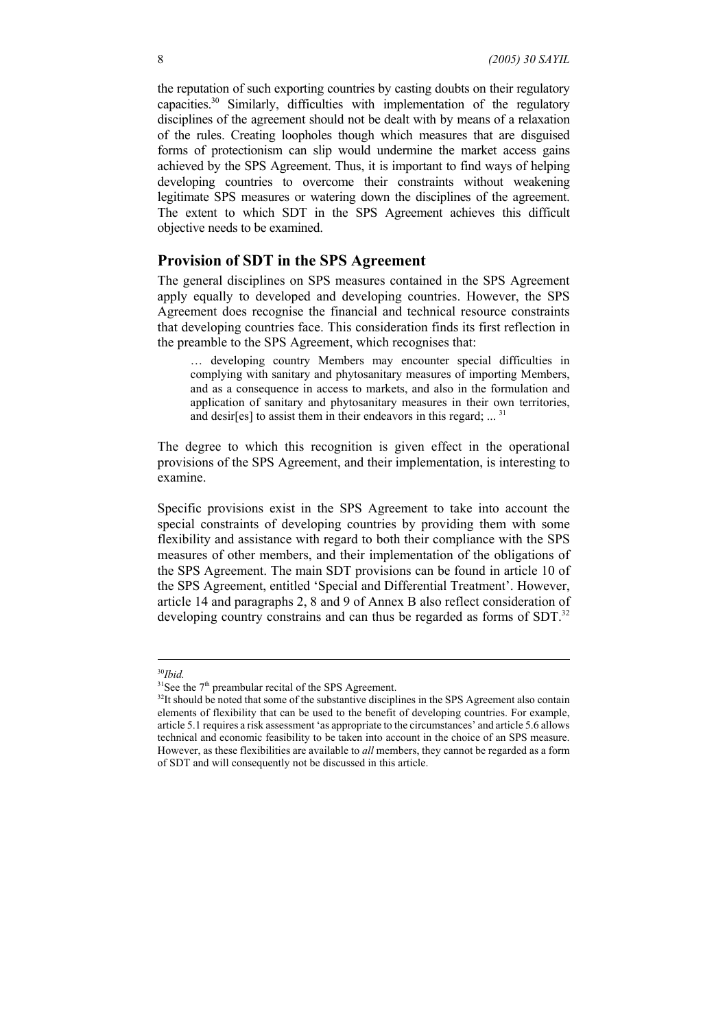the reputation of such exporting countries by casting doubts on their regulatory capacities.[30] Similarly, difficulties with implementation of the regulatory disciplines of the agreement should not be dealt with by means of a relaxation of the rules. Creating loopholes though which measures that are disguised forms of protectionism can slip would undermine the market access gains achieved by the SPS Agreement. Thus, it is important to find ways of helping developing countries to overcome their constraints without weakening legitimate SPS measures or watering down the disciplines of the agreement. The extent to which SDT in the SPS Agreement achieves this difficult objective needs to be examined.

## Provision of SDT in the SPS Agreement

The general disciplines on SPS measures contained in the SPS Agreement apply equally to developed and developing countries. However, the SPS Agreement does recognise the financial and technical resource constraints that developing countries face. This consideration finds its first reflection in the preamble to the SPS Agreement, which recognises that:

> … developing country Members may encounter special difficulties in complying with sanitary and phytosanitary measures of importing Members, and as a consequence in access to markets, and also in the formulation and application of sanitary and phytosanitary measures in their own territories, and desir[es] to assist them in their endeavors in this regard; ... [31]

The degree to which this recognition is given effect in the operational provisions of the SPS Agreement, and their implementation, is interesting to examine.

Specific provisions exist in the SPS Agreement to take into account the special constraints of developing countries by providing them with some flexibility and assistance with regard to both their compliance with the SPS measures of other members, and their implementation of the obligations of the SPS Agreement. The main SDT provisions can be found in article 10 of the SPS Agreement, entitled 'Special and Differential Treatment'. However, article 14 and paragraphs 2, 8 and 9 of Annex B also reflect consideration of developing country constrains and can thus be regarded as forms of SDT.[32]

---

[30] *Ibid.*

[31] See the 7th preambular recital of the SPS Agreement.

[32] It should be noted that some of the substantive disciplines in the SPS Agreement also contain elements of flexibility that can be used to the benefit of developing countries. For example, article 5.1 requires a risk assessment 'as appropriate to the circumstances' and article 5.6 allows technical and economic feasibility to be taken into account in the choice of an SPS measure. However, as these flexibilities are available to *all* members, they cannot be regarded as a form of SDT and will consequently not be discussed in this article.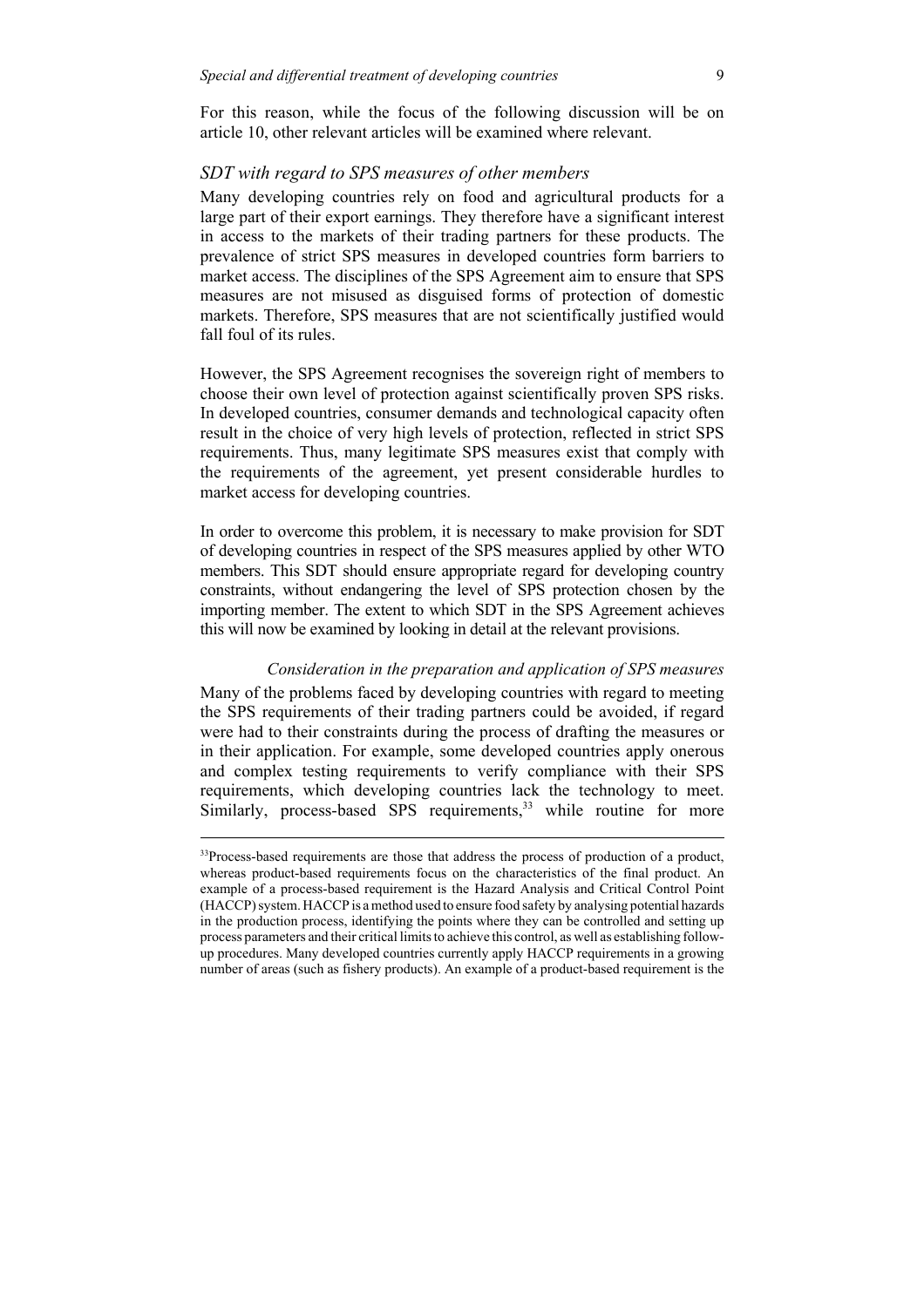For this reason, while the focus of the following discussion will be on article 10, other relevant articles will be examined where relevant.

### *SDT with regard to SPS measures of other members*

Many developing countries rely on food and agricultural products for a large part of their export earnings. They therefore have a significant interest in access to the markets of their trading partners for these products. The prevalence of strict SPS measures in developed countries form barriers to market access. The disciplines of the SPS Agreement aim to ensure that SPS measures are not misused as disguised forms of protection of domestic markets. Therefore, SPS measures that are not scientifically justified would fall foul of its rules.

However, the SPS Agreement recognises the sovereign right of members to choose their own level of protection against scientifically proven SPS risks. In developed countries, consumer demands and technological capacity often result in the choice of very high levels of protection, reflected in strict SPS requirements. Thus, many legitimate SPS measures exist that comply with the requirements of the agreement, yet present considerable hurdles to market access for developing countries.

In order to overcome this problem, it is necessary to make provision for SDT of developing countries in respect of the SPS measures applied by other WTO members. This SDT should ensure appropriate regard for developing country constraints, without endangering the level of SPS protection chosen by the importing member. The extent to which SDT in the SPS Agreement achieves this will now be examined by looking in detail at the relevant provisions.

#### *Consideration in the preparation and application of SPS measures*

Many of the problems faced by developing countries with regard to meeting the SPS requirements of their trading partners could be avoided, if regard were had to their constraints during the process of drafting the measures or in their application. For example, some developed countries apply onerous and complex testing requirements to verify compliance with their SPS requirements, which developing countries lack the technology to meet. Similarly, process-based SPS requirements,[33] while routine for more

---

[33]Process-based requirements are those that address the process of production of a product, whereas product-based requirements focus on the characteristics of the final product. An example of a process-based requirement is the Hazard Analysis and Critical Control Point (HACCP) system. HACCP is a method used to ensure food safety by analysing potential hazards in the production process, identifying the points where they can be controlled and setting up process parameters and their critical limits to achieve this control, as well as establishing follow-up procedures. Many developed countries currently apply HACCP requirements in a growing number of areas (such as fishery products). An example of a product-based requirement is the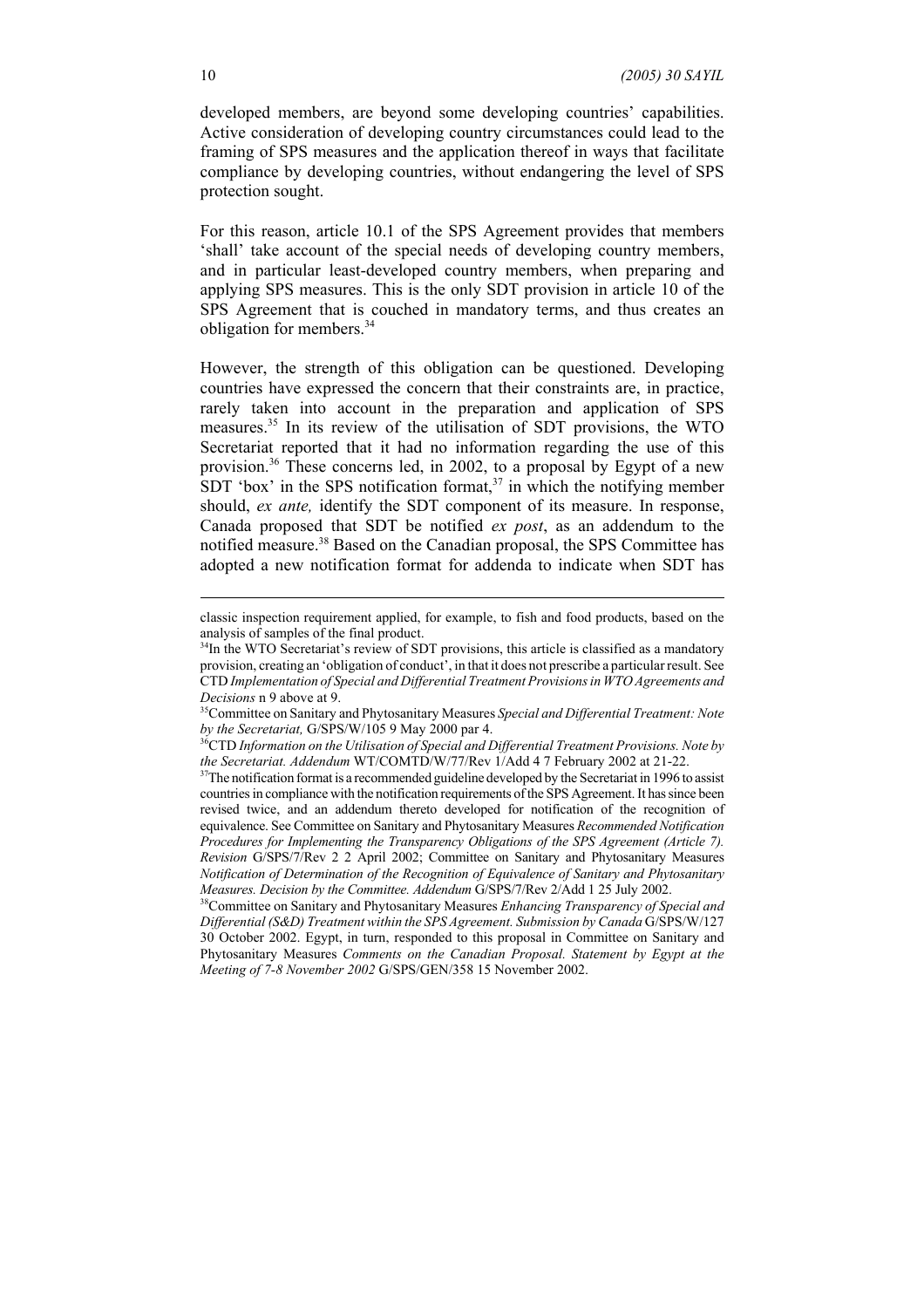developed members, are beyond some developing countries' capabilities. Active consideration of developing country circumstances could lead to the framing of SPS measures and the application thereof in ways that facilitate compliance by developing countries, without endangering the level of SPS protection sought.

For this reason, article 10.1 of the SPS Agreement provides that members 'shall' take account of the special needs of developing country members, and in particular least-developed country members, when preparing and applying SPS measures. This is the only SDT provision in article 10 of the SPS Agreement that is couched in mandatory terms, and thus creates an obligation for members.[34]

However, the strength of this obligation can be questioned. Developing countries have expressed the concern that their constraints are, in practice, rarely taken into account in the preparation and application of SPS measures.[35] In its review of the utilisation of SDT provisions, the WTO Secretariat reported that it had no information regarding the use of this provision.[36] These concerns led, in 2002, to a proposal by Egypt of a new SDT 'box' in the SPS notification format,[37] in which the notifying member should, *ex ante,* identify the SDT component of its measure. In response, Canada proposed that SDT be notified *ex post*, as an addendum to the notified measure.[38] Based on the Canadian proposal, the SPS Committee has adopted a new notification format for addenda to indicate when SDT has

---

classic inspection requirement applied, for example, to fish and food products, based on the analysis of samples of the final product.

[34]In the WTO Secretariat's review of SDT provisions, this article is classified as a mandatory provision, creating an 'obligation of conduct', in that it does not prescribe a particular result. See CTD *Implementation of Special and Differential Treatment Provisions in WTO Agreements and Decisions* n 9 above at 9.

[35]Committee on Sanitary and Phytosanitary Measures *Special and Differential Treatment: Note by the Secretariat,* G/SPS/W/105 9 May 2000 par 4.

[36]CTD *Information on the Utilisation of Special and Differential Treatment Provisions. Note by the Secretariat. Addendum* WT/COMTD/W/77/Rev 1/Add 4 7 February 2002 at 21-22.

[37]The notification format is a recommended guideline developed by the Secretariat in 1996 to assist countries in compliance with the notification requirements of the SPS Agreement. It has since been revised twice, and an addendum thereto developed for notification of the recognition of equivalence. See Committee on Sanitary and Phytosanitary Measures *Recommended Notification Procedures for Implementing the Transparency Obligations of the SPS Agreement (Article 7). Revision* G/SPS/7/Rev 2 2 April 2002; Committee on Sanitary and Phytosanitary Measures *Notification of Determination of the Recognition of Equivalence of Sanitary and Phytosanitary Measures. Decision by the Committee. Addendum* G/SPS/7/Rev 2/Add 1 25 July 2002.

[38]Committee on Sanitary and Phytosanitary Measures *Enhancing Transparency of Special and Differential (S&D) Treatment within the SPS Agreement. Submission by Canada* G/SPS/W/127 30 October 2002. Egypt, in turn, responded to this proposal in Committee on Sanitary and Phytosanitary Measures *Comments on the Canadian Proposal. Statement by Egypt at the Meeting of 7-8 November 2002* G/SPS/GEN/358 15 November 2002.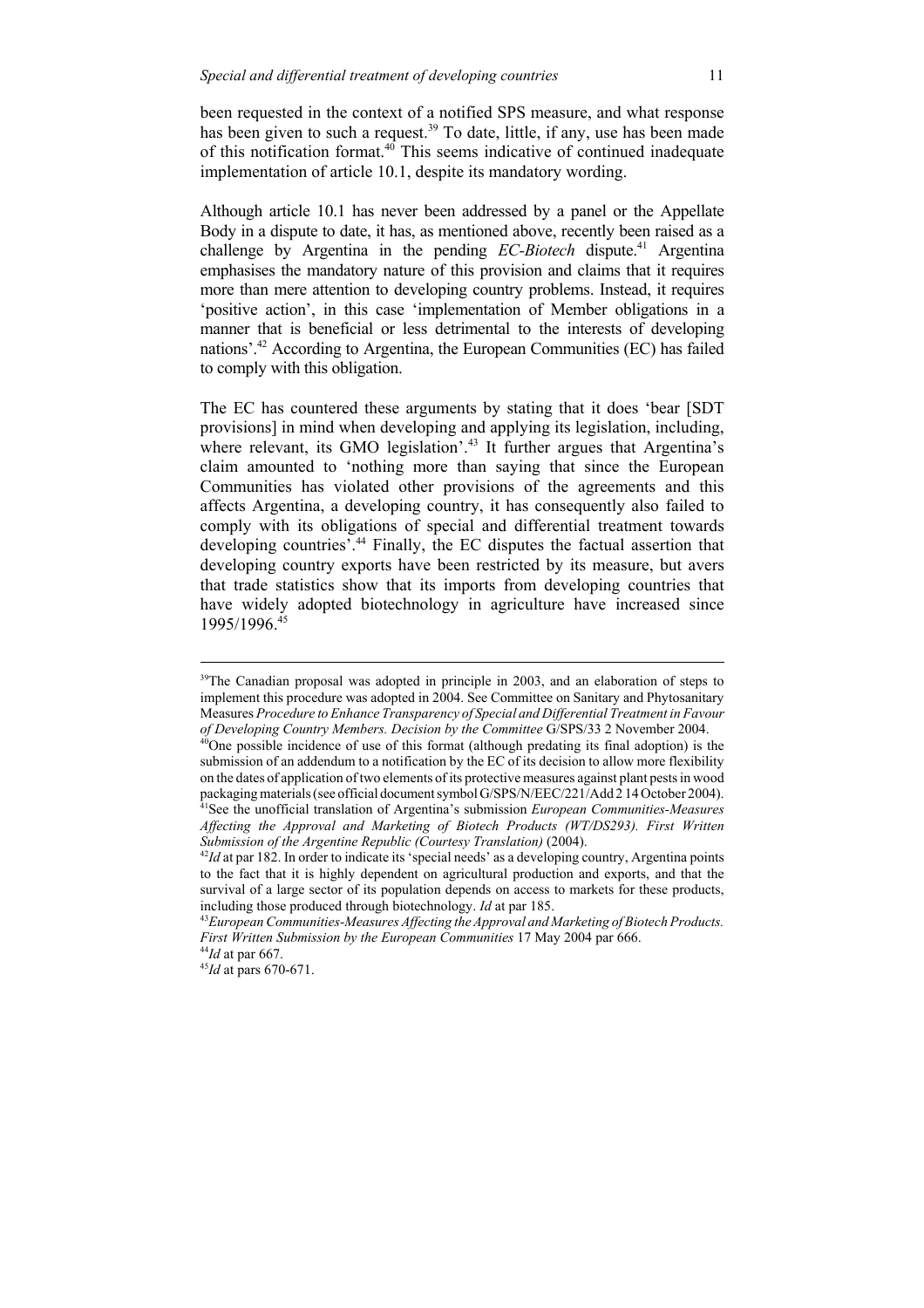been requested in the context of a notified SPS measure, and what response has been given to such a request.[39] To date, little, if any, use has been made of this notification format.[40] This seems indicative of continued inadequate implementation of article 10.1, despite its mandatory wording.

Although article 10.1 has never been addressed by a panel or the Appellate Body in a dispute to date, it has, as mentioned above, recently been raised as a challenge by Argentina in the pending *EC-Biotech* dispute.[41] Argentina emphasises the mandatory nature of this provision and claims that it requires more than mere attention to developing country problems. Instead, it requires 'positive action', in this case 'implementation of Member obligations in a manner that is beneficial or less detrimental to the interests of developing nations'.[42] According to Argentina, the European Communities (EC) has failed to comply with this obligation.

The EC has countered these arguments by stating that it does 'bear [SDT provisions] in mind when developing and applying its legislation, including, where relevant, its GMO legislation'.[43] It further argues that Argentina's claim amounted to 'nothing more than saying that since the European Communities has violated other provisions of the agreements and this affects Argentina, a developing country, it has consequently also failed to comply with its obligations of special and differential treatment towards developing countries'.[44] Finally, the EC disputes the factual assertion that developing country exports have been restricted by its measure, but avers that trade statistics show that its imports from developing countries that have widely adopted biotechnology in agriculture have increased since 1995/1996.[45]

---

[39]The Canadian proposal was adopted in principle in 2003, and an elaboration of steps to implement this procedure was adopted in 2004. See Committee on Sanitary and Phytosanitary Measures *Procedure to Enhance Transparency of Special and Differential Treatment in Favour of Developing Country Members. Decision by the Committee* G/SPS/33 2 November 2004.

[40]One possible incidence of use of this format (although predating its final adoption) is the submission of an addendum to a notification by the EC of its decision to allow more flexibility on the dates of application of two elements of its protective measures against plant pests in wood packaging materials (see official document symbol G/SPS/N/EEC/221/Add 2 14 October 2004).

[41]See the unofficial translation of Argentina's submission *European Communities-Measures Affecting the Approval and Marketing of Biotech Products (WT/DS293). First Written Submission of the Argentine Republic (Courtesy Translation)* (2004).

[42]*Id* at par 182. In order to indicate its 'special needs' as a developing country, Argentina points to the fact that it is highly dependent on agricultural production and exports, and that the survival of a large sector of its population depends on access to markets for these products, including those produced through biotechnology. *Id* at par 185.

[43]*European Communities-Measures Affecting the Approval and Marketing of Biotech Products. First Written Submission by the European Communities* 17 May 2004 par 666.

[44]*Id* at par 667.

[45]*Id* at pars 670-671.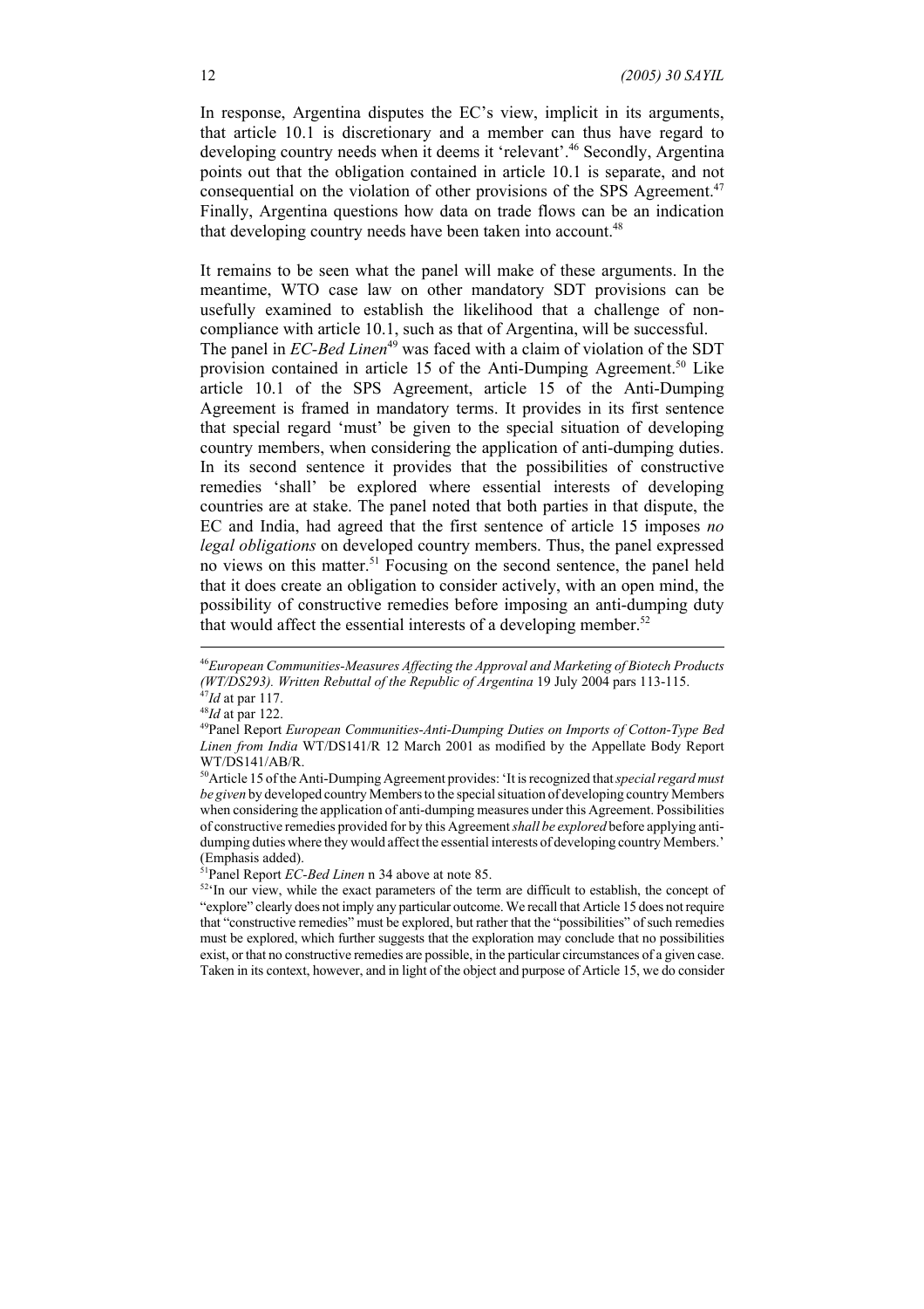In response, Argentina disputes the EC's view, implicit in its arguments, that article 10.1 is discretionary and a member can thus have regard to developing country needs when it deems it 'relevant'.[46] Secondly, Argentina points out that the obligation contained in article 10.1 is separate, and not consequential on the violation of other provisions of the SPS Agreement.[47] Finally, Argentina questions how data on trade flows can be an indication that developing country needs have been taken into account.[48]

It remains to be seen what the panel will make of these arguments. In the meantime, WTO case law on other mandatory SDT provisions can be usefully examined to establish the likelihood that a challenge of non-compliance with article 10.1, such as that of Argentina, will be successful. The panel in *EC-Bed Linen*[49] was faced with a claim of violation of the SDT provision contained in article 15 of the Anti-Dumping Agreement.[50] Like article 10.1 of the SPS Agreement, article 15 of the Anti-Dumping Agreement is framed in mandatory terms. It provides in its first sentence that special regard 'must' be given to the special situation of developing country members, when considering the application of anti-dumping duties. In its second sentence it provides that the possibilities of constructive remedies 'shall' be explored where essential interests of developing countries are at stake. The panel noted that both parties in that dispute, the EC and India, had agreed that the first sentence of article 15 imposes *no legal obligations* on developed country members. Thus, the panel expressed no views on this matter.[51] Focusing on the second sentence, the panel held that it does create an obligation to consider actively, with an open mind, the possibility of constructive remedies before imposing an anti-dumping duty that would affect the essential interests of a developing member.[52]

---

[46]*European Communities-Measures Affecting the Approval and Marketing of Biotech Products (WT/DS293). Written Rebuttal of the Republic of Argentina* 19 July 2004 pars 113-115.

[47]*Id* at par 117.

[48]*Id* at par 122.

[49]Panel Report *European Communities-Anti-Dumping Duties on Imports of Cotton-Type Bed Linen from India* WT/DS141/R 12 March 2001 as modified by the Appellate Body Report WT/DS141/AB/R.

[50]Article 15 of the Anti-Dumping Agreement provides: 'It is recognized that *special regard must be given* by developed country Members to the special situation of developing country Members when considering the application of anti-dumping measures under this Agreement. Possibilities of constructive remedies provided for by this Agreement *shall be explored* before applying anti-dumping duties where they would affect the essential interests of developing country Members.' (Emphasis added).

[51]Panel Report *EC-Bed Linen* n 34 above at note 85.

[52]'In our view, while the exact parameters of the term are difficult to establish, the concept of "explore" clearly does not imply any particular outcome. We recall that Article 15 does not require that "constructive remedies" must be explored, but rather that the "possibilities" of such remedies must be explored, which further suggests that the exploration may conclude that no possibilities exist, or that no constructive remedies are possible, in the particular circumstances of a given case. Taken in its context, however, and in light of the object and purpose of Article 15, we do consider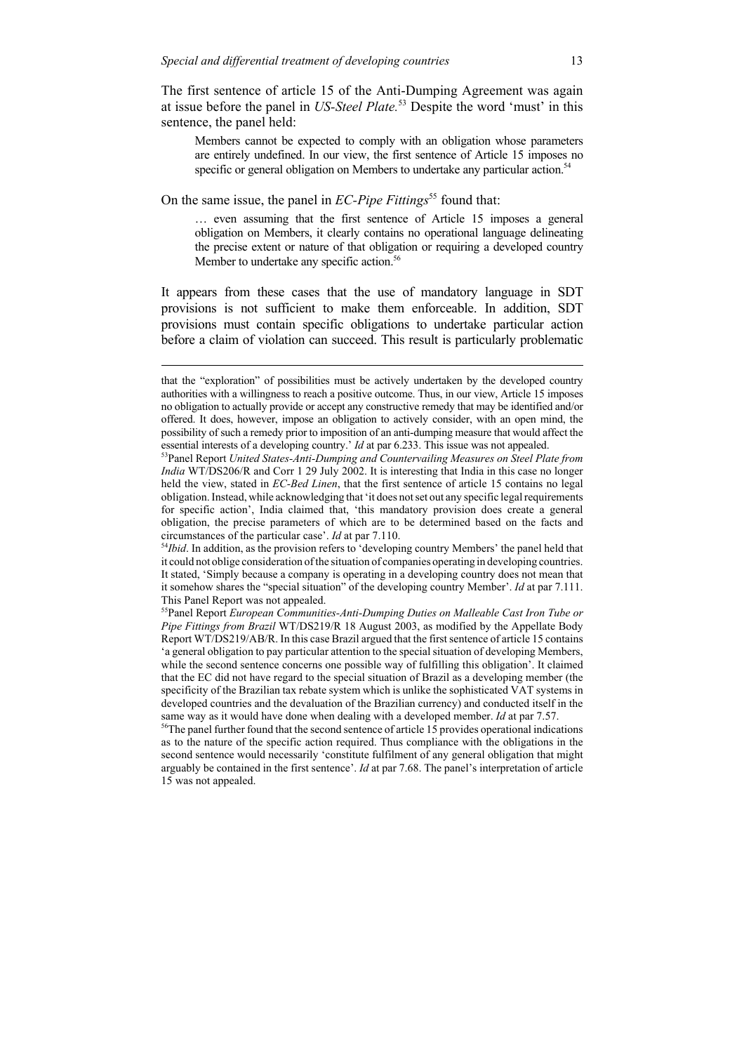The first sentence of article 15 of the Anti-Dumping Agreement was again at issue before the panel in *US-Steel Plate.*[53] Despite the word 'must' in this sentence, the panel held:

> Members cannot be expected to comply with an obligation whose parameters are entirely undefined. In our view, the first sentence of Article 15 imposes no specific or general obligation on Members to undertake any particular action.[54]

On the same issue, the panel in *EC-Pipe Fittings*[55] found that:

> … even assuming that the first sentence of Article 15 imposes a general obligation on Members, it clearly contains no operational language delineating the precise extent or nature of that obligation or requiring a developed country Member to undertake any specific action.[56]

It appears from these cases that the use of mandatory language in SDT provisions is not sufficient to make them enforceable. In addition, SDT provisions must contain specific obligations to undertake particular action before a claim of violation can succeed. This result is particularly problematic

---

that the "exploration" of possibilities must be actively undertaken by the developed country authorities with a willingness to reach a positive outcome. Thus, in our view, Article 15 imposes no obligation to actually provide or accept any constructive remedy that may be identified and/or offered. It does, however, impose an obligation to actively consider, with an open mind, the possibility of such a remedy prior to imposition of an anti-dumping measure that would affect the essential interests of a developing country.' *Id* at par 6.233. This issue was not appealed.

[53]Panel Report *United States-Anti-Dumping and Countervailing Measures on Steel Plate from India* WT/DS206/R and Corr 1 29 July 2002. It is interesting that India in this case no longer held the view, stated in *EC-Bed Linen*, that the first sentence of article 15 contains no legal obligation. Instead, while acknowledging that 'it does not set out any specific legal requirements for specific action', India claimed that, 'this mandatory provision does create a general obligation, the precise parameters of which are to be determined based on the facts and circumstances of the particular case'. *Id* at par 7.110.

[54]*Ibid*. In addition, as the provision refers to 'developing country Members' the panel held that it could not oblige consideration of the situation of companies operating in developing countries. It stated, 'Simply because a company is operating in a developing country does not mean that it somehow shares the "special situation" of the developing country Member'. *Id* at par 7.111. This Panel Report was not appealed.

[55]Panel Report *European Communities-Anti-Dumping Duties on Malleable Cast Iron Tube or Pipe Fittings from Brazil* WT/DS219/R 18 August 2003, as modified by the Appellate Body Report WT/DS219/AB/R. In this case Brazil argued that the first sentence of article 15 contains 'a general obligation to pay particular attention to the special situation of developing Members, while the second sentence concerns one possible way of fulfilling this obligation'. It claimed that the EC did not have regard to the special situation of Brazil as a developing member (the specificity of the Brazilian tax rebate system which is unlike the sophisticated VAT systems in developed countries and the devaluation of the Brazilian currency) and conducted itself in the same way as it would have done when dealing with a developed member. *Id* at par 7.57.

[56]The panel further found that the second sentence of article 15 provides operational indications as to the nature of the specific action required. Thus compliance with the obligations in the second sentence would necessarily 'constitute fulfilment of any general obligation that might arguably be contained in the first sentence'. *Id* at par 7.68. The panel's interpretation of article 15 was not appealed.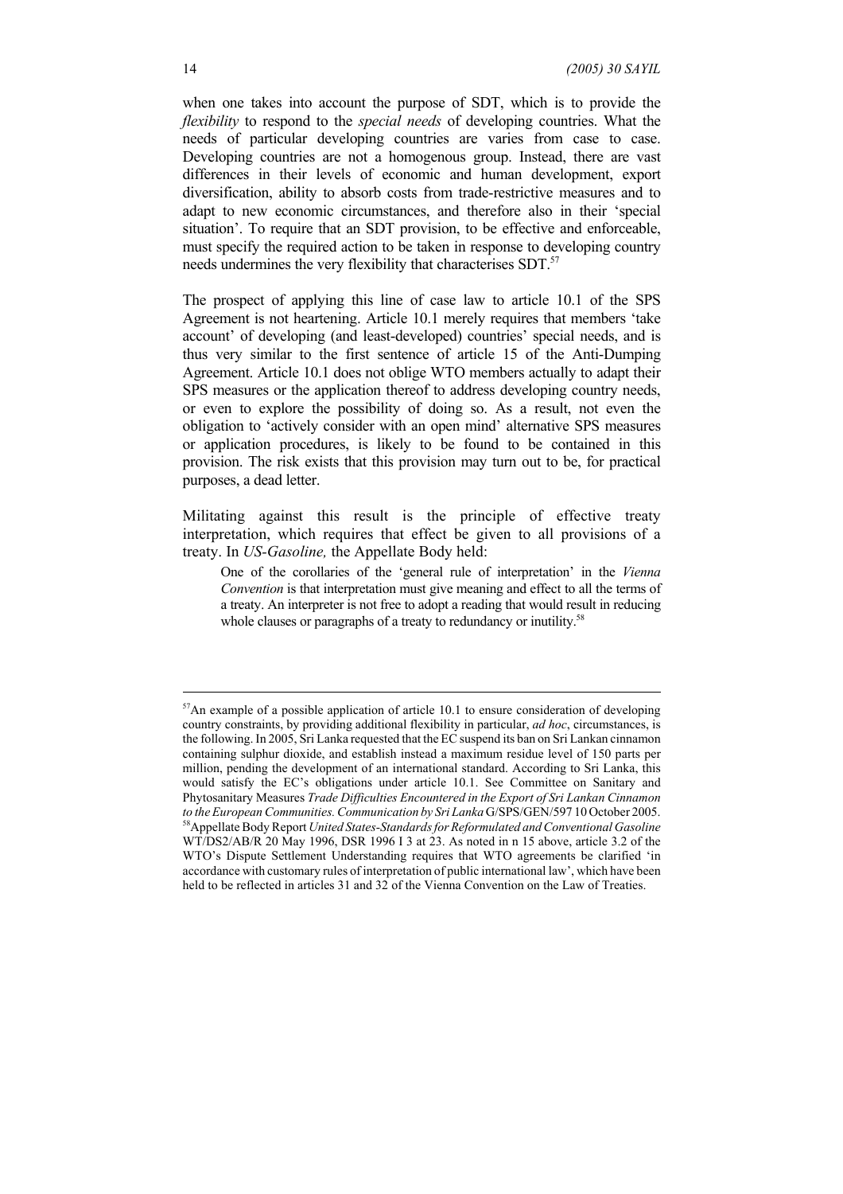when one takes into account the purpose of SDT, which is to provide the *flexibility* to respond to the *special needs* of developing countries. What the needs of particular developing countries are varies from case to case. Developing countries are not a homogenous group. Instead, there are vast differences in their levels of economic and human development, export diversification, ability to absorb costs from trade-restrictive measures and to adapt to new economic circumstances, and therefore also in their 'special situation'. To require that an SDT provision, to be effective and enforceable, must specify the required action to be taken in response to developing country needs undermines the very flexibility that characterises SDT.[57]

The prospect of applying this line of case law to article 10.1 of the SPS Agreement is not heartening. Article 10.1 merely requires that members 'take account' of developing (and least-developed) countries' special needs, and is thus very similar to the first sentence of article 15 of the Anti-Dumping Agreement. Article 10.1 does not oblige WTO members actually to adapt their SPS measures or the application thereof to address developing country needs, or even to explore the possibility of doing so. As a result, not even the obligation to 'actively consider with an open mind' alternative SPS measures or application procedures, is likely to be found to be contained in this provision. The risk exists that this provision may turn out to be, for practical purposes, a dead letter.

Militating against this result is the principle of effective treaty interpretation, which requires that effect be given to all provisions of a treaty. In *US-Gasoline,* the Appellate Body held:

> One of the corollaries of the 'general rule of interpretation' in the *Vienna Convention* is that interpretation must give meaning and effect to all the terms of a treaty. An interpreter is not free to adopt a reading that would result in reducing whole clauses or paragraphs of a treaty to redundancy or inutility.[58]

---

[57]An example of a possible application of article 10.1 to ensure consideration of developing country constraints, by providing additional flexibility in particular, *ad hoc*, circumstances, is the following. In 2005, Sri Lanka requested that the EC suspend its ban on Sri Lankan cinnamon containing sulphur dioxide, and establish instead a maximum residue level of 150 parts per million, pending the development of an international standard. According to Sri Lanka, this would satisfy the EC's obligations under article 10.1. See Committee on Sanitary and Phytosanitary Measures *Trade Difficulties Encountered in the Export of Sri Lankan Cinnamon to the European Communities. Communication by Sri Lanka* G/SPS/GEN/597 10 October 2005.

[58]Appellate Body Report *United States-Standards for Reformulated and Conventional Gasoline* WT/DS2/AB/R 20 May 1996, DSR 1996 I 3 at 23. As noted in n 15 above, article 3.2 of the WTO's Dispute Settlement Understanding requires that WTO agreements be clarified 'in accordance with customary rules of interpretation of public international law', which have been held to be reflected in articles 31 and 32 of the Vienna Convention on the Law of Treaties.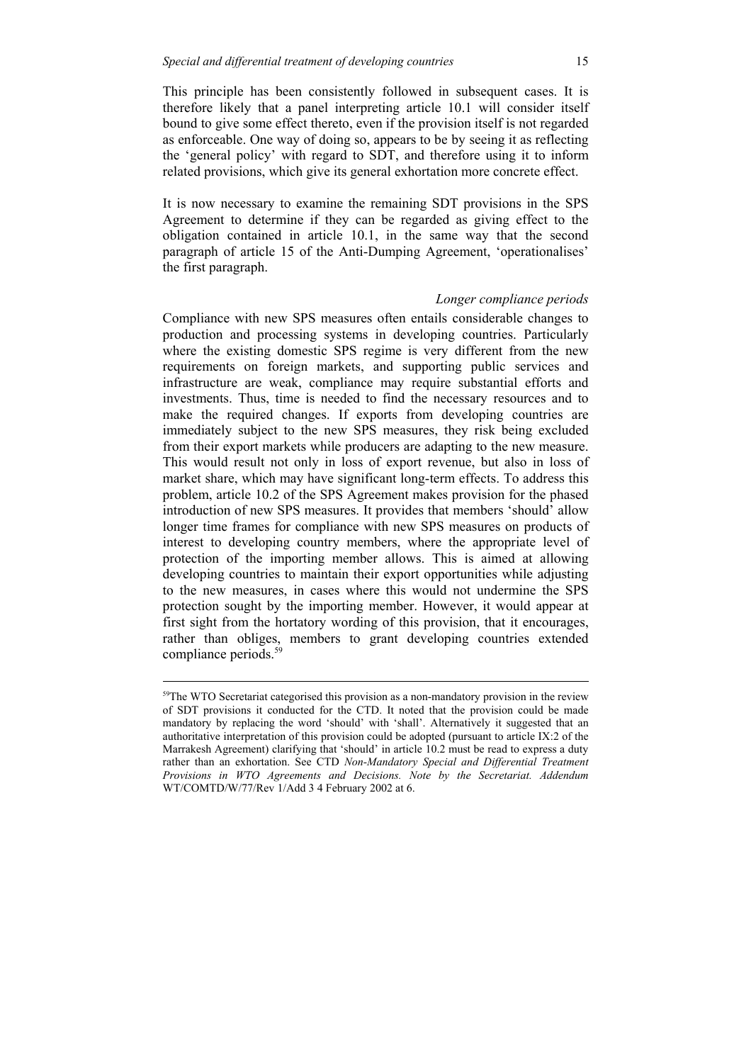This principle has been consistently followed in subsequent cases. It is therefore likely that a panel interpreting article 10.1 will consider itself bound to give some effect thereto, even if the provision itself is not regarded as enforceable. One way of doing so, appears to be by seeing it as reflecting the 'general policy' with regard to SDT, and therefore using it to inform related provisions, which give its general exhortation more concrete effect.

It is now necessary to examine the remaining SDT provisions in the SPS Agreement to determine if they can be regarded as giving effect to the obligation contained in article 10.1, in the same way that the second paragraph of article 15 of the Anti-Dumping Agreement, 'operationalises' the first paragraph.

### *Longer compliance periods*

Compliance with new SPS measures often entails considerable changes to production and processing systems in developing countries. Particularly where the existing domestic SPS regime is very different from the new requirements on foreign markets, and supporting public services and infrastructure are weak, compliance may require substantial efforts and investments. Thus, time is needed to find the necessary resources and to make the required changes. If exports from developing countries are immediately subject to the new SPS measures, they risk being excluded from their export markets while producers are adapting to the new measure. This would result not only in loss of export revenue, but also in loss of market share, which may have significant long-term effects. To address this problem, article 10.2 of the SPS Agreement makes provision for the phased introduction of new SPS measures. It provides that members 'should' allow longer time frames for compliance with new SPS measures on products of interest to developing country members, where the appropriate level of protection of the importing member allows. This is aimed at allowing developing countries to maintain their export opportunities while adjusting to the new measures, in cases where this would not undermine the SPS protection sought by the importing member. However, it would appear at first sight from the hortatory wording of this provision, that it encourages, rather than obliges, members to grant developing countries extended compliance periods.[59]

---

[59]The WTO Secretariat categorised this provision as a non-mandatory provision in the review of SDT provisions it conducted for the CTD. It noted that the provision could be made mandatory by replacing the word 'should' with 'shall'. Alternatively it suggested that an authoritative interpretation of this provision could be adopted (pursuant to article IX:2 of the Marrakesh Agreement) clarifying that 'should' in article 10.2 must be read to express a duty rather than an exhortation. See CTD *Non-Mandatory Special and Differential Treatment Provisions in WTO Agreements and Decisions. Note by the Secretariat. Addendum* WT/COMTD/W/77/Rev 1/Add 3 4 February 2002 at 6.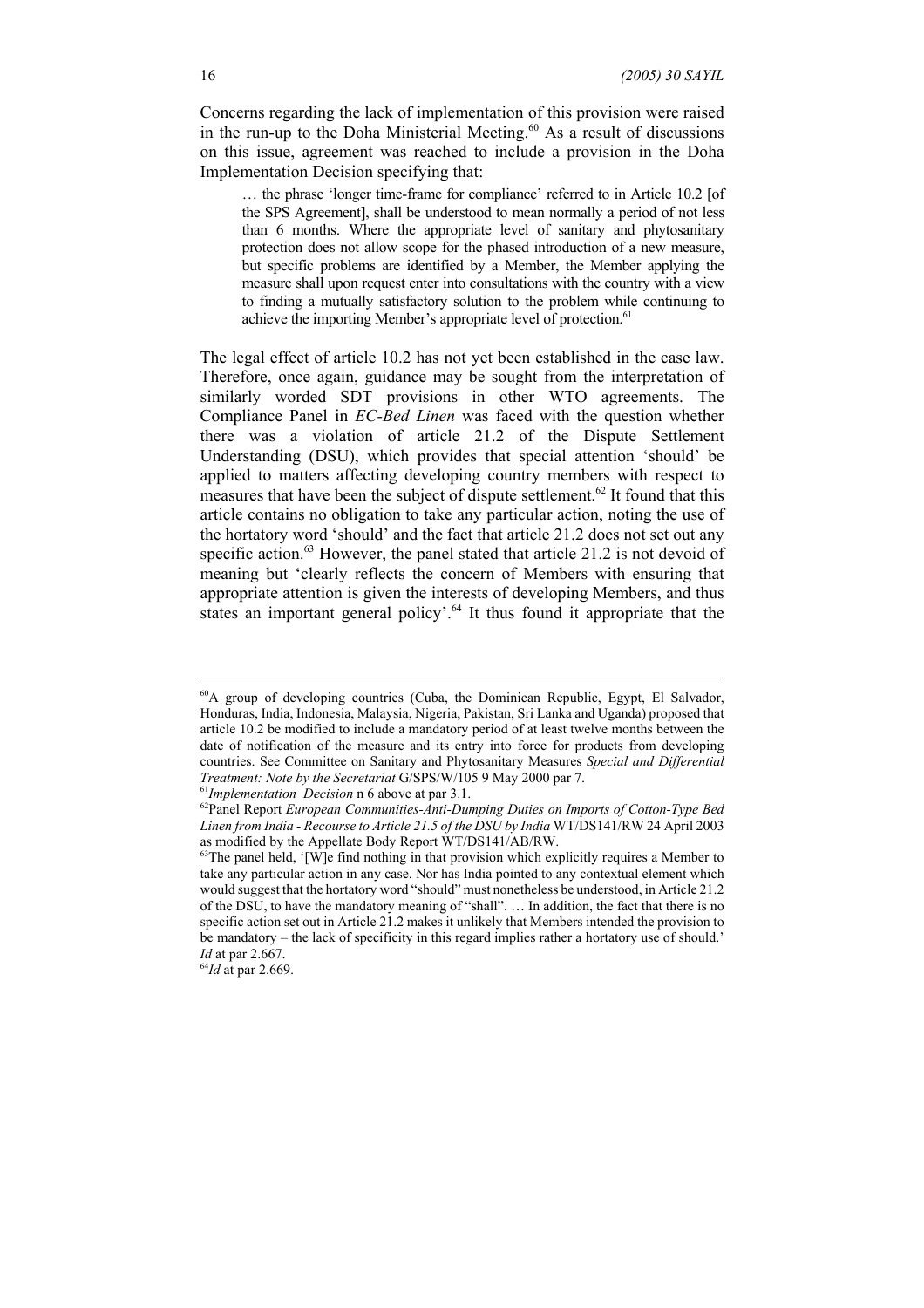Concerns regarding the lack of implementation of this provision were raised in the run-up to the Doha Ministerial Meeting.[60] As a result of discussions on this issue, agreement was reached to include a provision in the Doha Implementation Decision specifying that:

> … the phrase 'longer time-frame for compliance' referred to in Article 10.2 [of the SPS Agreement], shall be understood to mean normally a period of not less than 6 months. Where the appropriate level of sanitary and phytosanitary protection does not allow scope for the phased introduction of a new measure, but specific problems are identified by a Member, the Member applying the measure shall upon request enter into consultations with the country with a view to finding a mutually satisfactory solution to the problem while continuing to achieve the importing Member's appropriate level of protection.[61]

The legal effect of article 10.2 has not yet been established in the case law. Therefore, once again, guidance may be sought from the interpretation of similarly worded SDT provisions in other WTO agreements. The Compliance Panel in *EC-Bed Linen* was faced with the question whether there was a violation of article 21.2 of the Dispute Settlement Understanding (DSU), which provides that special attention 'should' be applied to matters affecting developing country members with respect to measures that have been the subject of dispute settlement.[62] It found that this article contains no obligation to take any particular action, noting the use of the hortatory word 'should' and the fact that article 21.2 does not set out any specific action.[63] However, the panel stated that article 21.2 is not devoid of meaning but 'clearly reflects the concern of Members with ensuring that appropriate attention is given the interests of developing Members, and thus states an important general policy'.[64] It thus found it appropriate that the

---

[60] A group of developing countries (Cuba, the Dominican Republic, Egypt, El Salvador, Honduras, India, Indonesia, Malaysia, Nigeria, Pakistan, Sri Lanka and Uganda) proposed that article 10.2 be modified to include a mandatory period of at least twelve months between the date of notification of the measure and its entry into force for products from developing countries. See Committee on Sanitary and Phytosanitary Measures *Special and Differential Treatment: Note by the Secretariat* G/SPS/W/105 9 May 2000 par 7.

[61] *Implementation Decision* n 6 above at par 3.1.

[62] Panel Report *European Communities-Anti-Dumping Duties on Imports of Cotton-Type Bed Linen from India - Recourse to Article 21.5 of the DSU by India* WT/DS141/RW 24 April 2003 as modified by the Appellate Body Report WT/DS141/AB/RW.

[63] The panel held, '[W]e find nothing in that provision which explicitly requires a Member to take any particular action in any case. Nor has India pointed to any contextual element which would suggest that the hortatory word "should" must nonetheless be understood, in Article 21.2 of the DSU, to have the mandatory meaning of "shall". … In addition, the fact that there is no specific action set out in Article 21.2 makes it unlikely that Members intended the provision to be mandatory – the lack of specificity in this regard implies rather a hortatory use of should.' *Id* at par 2.667.

[64] *Id* at par 2.669.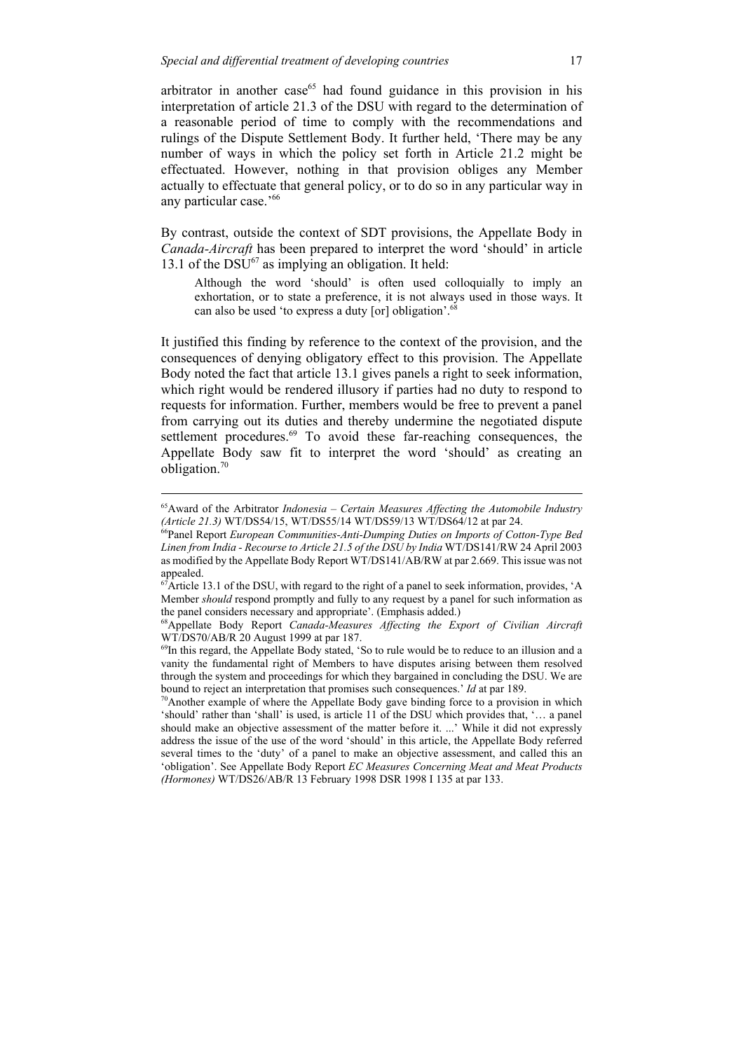arbitrator in another case[65] had found guidance in this provision in his interpretation of article 21.3 of the DSU with regard to the determination of a reasonable period of time to comply with the recommendations and rulings of the Dispute Settlement Body. It further held, 'There may be any number of ways in which the policy set forth in Article 21.2 might be effectuated. However, nothing in that provision obliges any Member actually to effectuate that general policy, or to do so in any particular way in any particular case.'[66]

By contrast, outside the context of SDT provisions, the Appellate Body in *Canada-Aircraft* has been prepared to interpret the word 'should' in article 13.1 of the DSU[67] as implying an obligation. It held:

> Although the word 'should' is often used colloquially to imply an exhortation, or to state a preference, it is not always used in those ways. It can also be used 'to express a duty [or] obligation'.[68]

It justified this finding by reference to the context of the provision, and the consequences of denying obligatory effect to this provision. The Appellate Body noted the fact that article 13.1 gives panels a right to seek information, which right would be rendered illusory if parties had no duty to respond to requests for information. Further, members would be free to prevent a panel from carrying out its duties and thereby undermine the negotiated dispute settlement procedures.[69] To avoid these far-reaching consequences, the Appellate Body saw fit to interpret the word 'should' as creating an obligation.[70]

---

[65] Award of the Arbitrator *Indonesia – Certain Measures Affecting the Automobile Industry (Article 21.3)* WT/DS54/15, WT/DS55/14 WT/DS59/13 WT/DS64/12 at par 24.

[66] Panel Report *European Communities-Anti-Dumping Duties on Imports of Cotton-Type Bed Linen from India - Recourse to Article 21.5 of the DSU by India* WT/DS141/RW 24 April 2003 as modified by the Appellate Body Report WT/DS141/AB/RW at par 2.669. This issue was not appealed.

[67] Article 13.1 of the DSU, with regard to the right of a panel to seek information, provides, 'A Member *should* respond promptly and fully to any request by a panel for such information as the panel considers necessary and appropriate'. (Emphasis added.)

[68] Appellate Body Report *Canada-Measures Affecting the Export of Civilian Aircraft* WT/DS70/AB/R 20 August 1999 at par 187.

[69] In this regard, the Appellate Body stated, 'So to rule would be to reduce to an illusion and a vanity the fundamental right of Members to have disputes arising between them resolved through the system and proceedings for which they bargained in concluding the DSU. We are bound to reject an interpretation that promises such consequences.' *Id* at par 189.

[70] Another example of where the Appellate Body gave binding force to a provision in which 'should' rather than 'shall' is used, is article 11 of the DSU which provides that, '… a panel should make an objective assessment of the matter before it. ...' While it did not expressly address the issue of the use of the word 'should' in this article, the Appellate Body referred several times to the 'duty' of a panel to make an objective assessment, and called this an 'obligation'. See Appellate Body Report *EC Measures Concerning Meat and Meat Products (Hormones)* WT/DS26/AB/R 13 February 1998 DSR 1998 I 135 at par 133.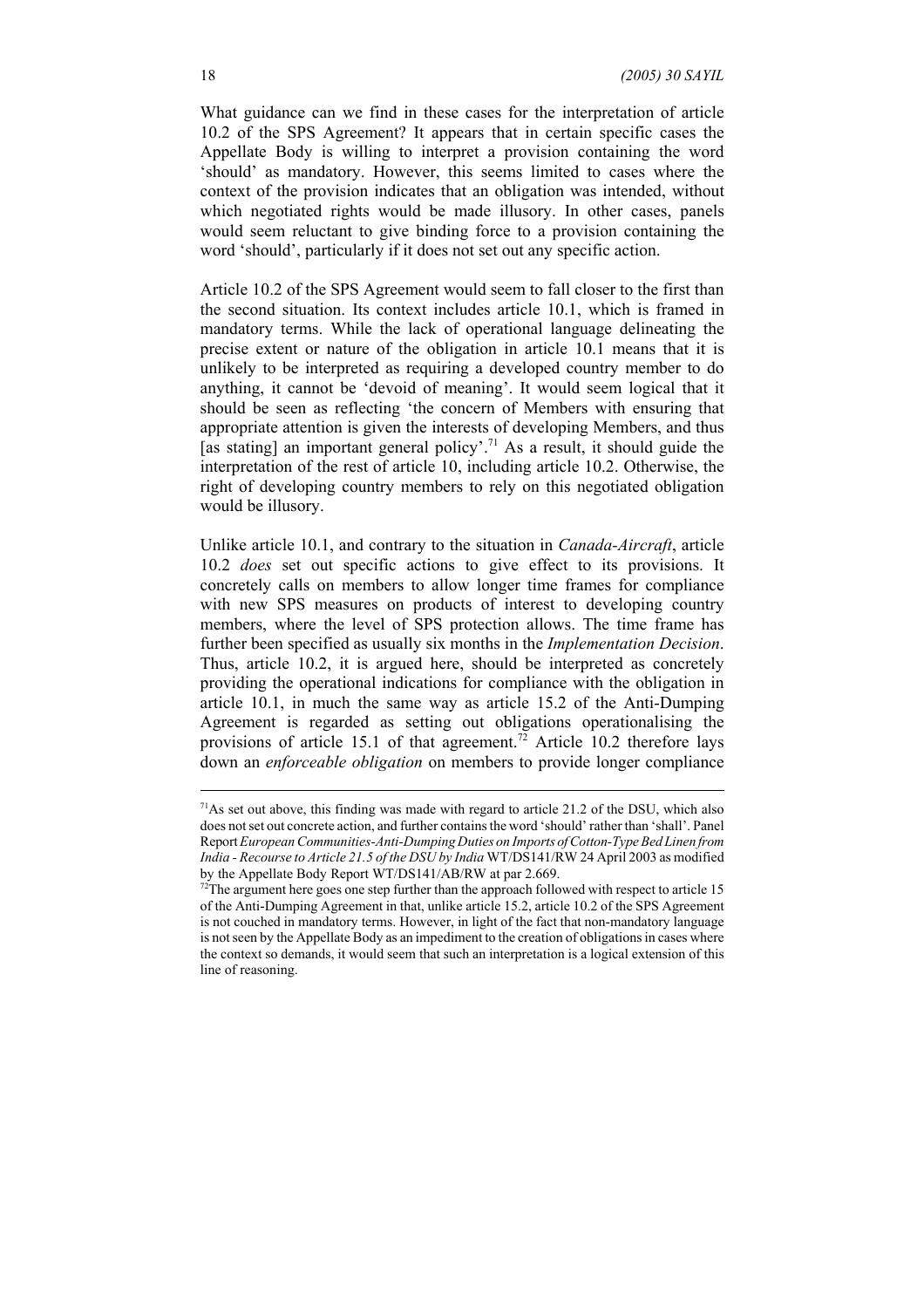What guidance can we find in these cases for the interpretation of article 10.2 of the SPS Agreement? It appears that in certain specific cases the Appellate Body is willing to interpret a provision containing the word 'should' as mandatory. However, this seems limited to cases where the context of the provision indicates that an obligation was intended, without which negotiated rights would be made illusory. In other cases, panels would seem reluctant to give binding force to a provision containing the word 'should', particularly if it does not set out any specific action.

Article 10.2 of the SPS Agreement would seem to fall closer to the first than the second situation. Its context includes article 10.1, which is framed in mandatory terms. While the lack of operational language delineating the precise extent or nature of the obligation in article 10.1 means that it is unlikely to be interpreted as requiring a developed country member to do anything, it cannot be 'devoid of meaning'. It would seem logical that it should be seen as reflecting 'the concern of Members with ensuring that appropriate attention is given the interests of developing Members, and thus [as stating] an important general policy'.[71] As a result, it should guide the interpretation of the rest of article 10, including article 10.2. Otherwise, the right of developing country members to rely on this negotiated obligation would be illusory.

Unlike article 10.1, and contrary to the situation in *Canada-Aircraft*, article 10.2 *does* set out specific actions to give effect to its provisions. It concretely calls on members to allow longer time frames for compliance with new SPS measures on products of interest to developing country members, where the level of SPS protection allows. The time frame has further been specified as usually six months in the *Implementation Decision*. Thus, article 10.2, it is argued here, should be interpreted as concretely providing the operational indications for compliance with the obligation in article 10.1, in much the same way as article 15.2 of the Anti-Dumping Agreement is regarded as setting out obligations operationalising the provisions of article 15.1 of that agreement.[72] Article 10.2 therefore lays down an *enforceable obligation* on members to provide longer compliance

---

[71] As set out above, this finding was made with regard to article 21.2 of the DSU, which also does not set out concrete action, and further contains the word 'should' rather than 'shall'. Panel Report *European Communities-Anti-Dumping Duties on Imports of Cotton-Type Bed Linen from India - Recourse to Article 21.5 of the DSU by India* WT/DS141/RW 24 April 2003 as modified by the Appellate Body Report WT/DS141/AB/RW at par 2.669.

[72] The argument here goes one step further than the approach followed with respect to article 15 of the Anti-Dumping Agreement in that, unlike article 15.2, article 10.2 of the SPS Agreement is not couched in mandatory terms. However, in light of the fact that non-mandatory language is not seen by the Appellate Body as an impediment to the creation of obligations in cases where the context so demands, it would seem that such an interpretation is a logical extension of this line of reasoning.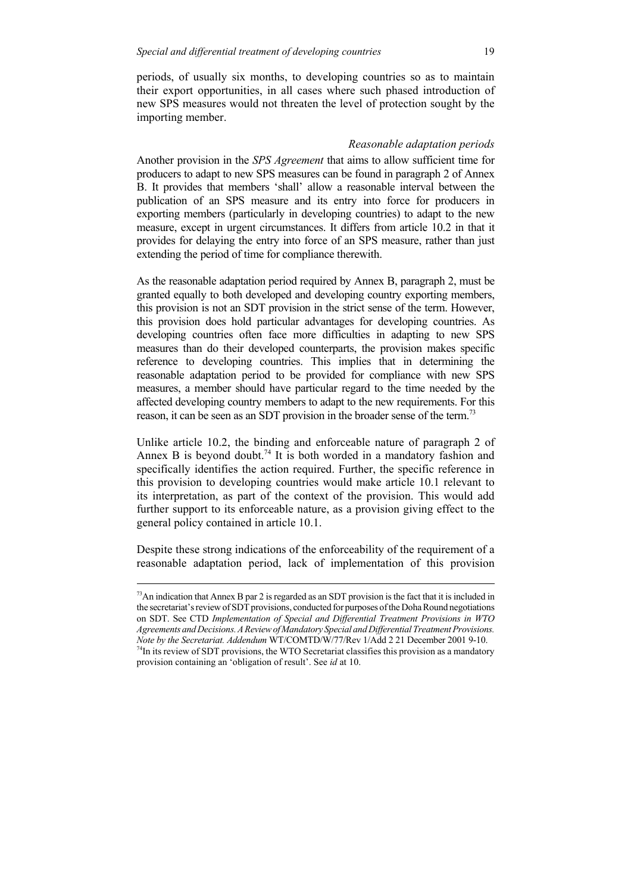periods, of usually six months, to developing countries so as to maintain their export opportunities, in all cases where such phased introduction of new SPS measures would not threaten the level of protection sought by the importing member.

### *Reasonable adaptation periods*

Another provision in the *SPS Agreement* that aims to allow sufficient time for producers to adapt to new SPS measures can be found in paragraph 2 of Annex B. It provides that members 'shall' allow a reasonable interval between the publication of an SPS measure and its entry into force for producers in exporting members (particularly in developing countries) to adapt to the new measure, except in urgent circumstances. It differs from article 10.2 in that it provides for delaying the entry into force of an SPS measure, rather than just extending the period of time for compliance therewith.

As the reasonable adaptation period required by Annex B, paragraph 2, must be granted equally to both developed and developing country exporting members, this provision is not an SDT provision in the strict sense of the term. However, this provision does hold particular advantages for developing countries. As developing countries often face more difficulties in adapting to new SPS measures than do their developed counterparts, the provision makes specific reference to developing countries. This implies that in determining the reasonable adaptation period to be provided for compliance with new SPS measures, a member should have particular regard to the time needed by the affected developing country members to adapt to the new requirements. For this reason, it can be seen as an SDT provision in the broader sense of the term.[73]

Unlike article 10.2, the binding and enforceable nature of paragraph 2 of Annex B is beyond doubt.[74] It is both worded in a mandatory fashion and specifically identifies the action required. Further, the specific reference in this provision to developing countries would make article 10.1 relevant to its interpretation, as part of the context of the provision. This would add further support to its enforceable nature, as a provision giving effect to the general policy contained in article 10.1.

Despite these strong indications of the enforceability of the requirement of a reasonable adaptation period, lack of implementation of this provision

---

[73] An indication that Annex B par 2 is regarded as an SDT provision is the fact that it is included in the secretariat's review of SDT provisions, conducted for purposes of the Doha Round negotiations on SDT. See CTD *Implementation of Special and Differential Treatment Provisions in WTO Agreements and Decisions. A Review of Mandatory Special and Differential Treatment Provisions. Note by the Secretariat. Addendum* WT/COMTD/W/77/Rev 1/Add 2 21 December 2001 9-10.

[74] In its review of SDT provisions, the WTO Secretariat classifies this provision as a mandatory provision containing an 'obligation of result'. See *id* at 10.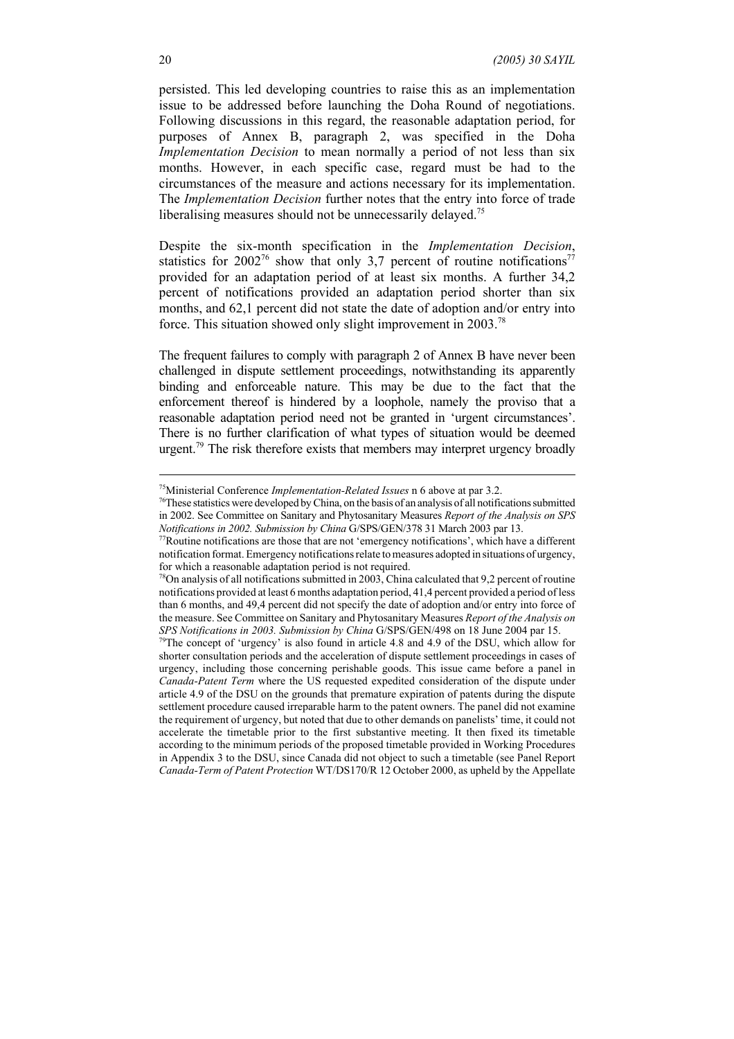persisted. This led developing countries to raise this as an implementation issue to be addressed before launching the Doha Round of negotiations. Following discussions in this regard, the reasonable adaptation period, for purposes of Annex B, paragraph 2, was specified in the Doha *Implementation Decision* to mean normally a period of not less than six months. However, in each specific case, regard must be had to the circumstances of the measure and actions necessary for its implementation. The *Implementation Decision* further notes that the entry into force of trade liberalising measures should not be unnecessarily delayed.[75]

Despite the six-month specification in the *Implementation Decision*, statistics for 2002[76] show that only 3,7 percent of routine notifications[77] provided for an adaptation period of at least six months. A further 34,2 percent of notifications provided an adaptation period shorter than six months, and 62,1 percent did not state the date of adoption and/or entry into force. This situation showed only slight improvement in 2003.[78]

The frequent failures to comply with paragraph 2 of Annex B have never been challenged in dispute settlement proceedings, notwithstanding its apparently binding and enforceable nature. This may be due to the fact that the enforcement thereof is hindered by a loophole, namely the proviso that a reasonable adaptation period need not be granted in 'urgent circumstances'. There is no further clarification of what types of situation would be deemed urgent.[79] The risk therefore exists that members may interpret urgency broadly

---

[75]Ministerial Conference *Implementation-Related Issues* n 6 above at par 3.2.

[76]These statistics were developed by China, on the basis of an analysis of all notifications submitted in 2002. See Committee on Sanitary and Phytosanitary Measures *Report of the Analysis on SPS Notifications in 2002. Submission by China* G/SPS/GEN/378 31 March 2003 par 13.

[77]Routine notifications are those that are not 'emergency notifications', which have a different notification format. Emergency notifications relate to measures adopted in situations of urgency, for which a reasonable adaptation period is not required.

[78]On analysis of all notifications submitted in 2003, China calculated that 9,2 percent of routine notifications provided at least 6 months adaptation period, 41,4 percent provided a period of less than 6 months, and 49,4 percent did not specify the date of adoption and/or entry into force of the measure. See Committee on Sanitary and Phytosanitary Measures *Report of the Analysis on SPS Notifications in 2003. Submission by China* G/SPS/GEN/498 on 18 June 2004 par 15.

[79]The concept of 'urgency' is also found in article 4.8 and 4.9 of the DSU, which allow for shorter consultation periods and the acceleration of dispute settlement proceedings in cases of urgency, including those concerning perishable goods. This issue came before a panel in *Canada-Patent Term* where the US requested expedited consideration of the dispute under article 4.9 of the DSU on the grounds that premature expiration of patents during the dispute settlement procedure caused irreparable harm to the patent owners. The panel did not examine the requirement of urgency, but noted that due to other demands on panelists' time, it could not accelerate the timetable prior to the first substantive meeting. It then fixed its timetable according to the minimum periods of the proposed timetable provided in Working Procedures in Appendix 3 to the DSU, since Canada did not object to such a timetable (see Panel Report *Canada-Term of Patent Protection* WT/DS170/R 12 October 2000, as upheld by the Appellate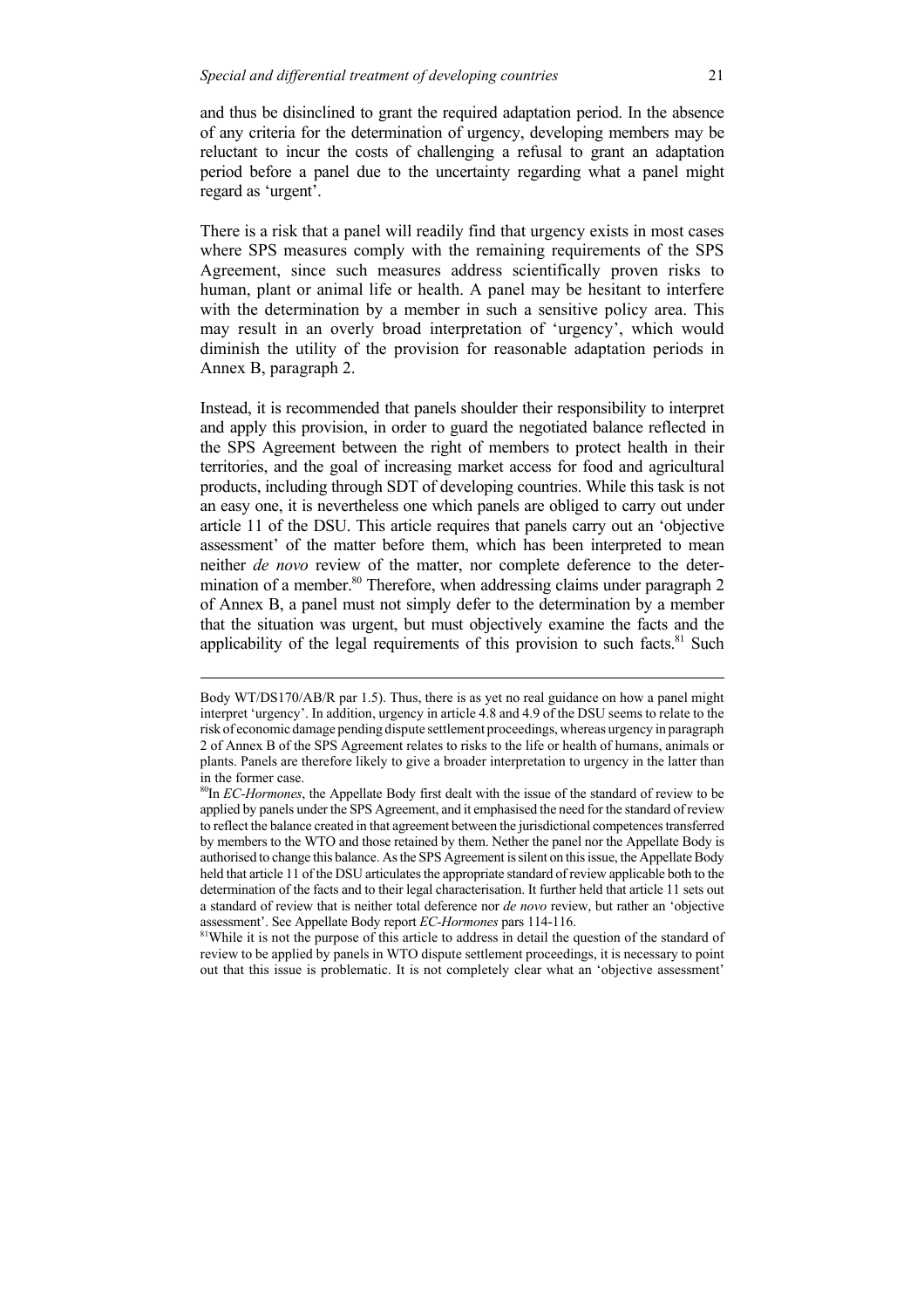and thus be disinclined to grant the required adaptation period. In the absence of any criteria for the determination of urgency, developing members may be reluctant to incur the costs of challenging a refusal to grant an adaptation period before a panel due to the uncertainty regarding what a panel might regard as 'urgent'.

There is a risk that a panel will readily find that urgency exists in most cases where SPS measures comply with the remaining requirements of the SPS Agreement, since such measures address scientifically proven risks to human, plant or animal life or health. A panel may be hesitant to interfere with the determination by a member in such a sensitive policy area. This may result in an overly broad interpretation of 'urgency', which would diminish the utility of the provision for reasonable adaptation periods in Annex B, paragraph 2.

Instead, it is recommended that panels shoulder their responsibility to interpret and apply this provision, in order to guard the negotiated balance reflected in the SPS Agreement between the right of members to protect health in their territories, and the goal of increasing market access for food and agricultural products, including through SDT of developing countries. While this task is not an easy one, it is nevertheless one which panels are obliged to carry out under article 11 of the DSU. This article requires that panels carry out an 'objective assessment' of the matter before them, which has been interpreted to mean neither *de novo* review of the matter, nor complete deference to the determination of a member.[80] Therefore, when addressing claims under paragraph 2 of Annex B, a panel must not simply defer to the determination by a member that the situation was urgent, but must objectively examine the facts and the applicability of the legal requirements of this provision to such facts.[81] Such

---

Body WT/DS170/AB/R par 1.5). Thus, there is as yet no real guidance on how a panel might interpret 'urgency'. In addition, urgency in article 4.8 and 4.9 of the DSU seems to relate to the risk of economic damage pending dispute settlement proceedings, whereas urgency in paragraph 2 of Annex B of the SPS Agreement relates to risks to the life or health of humans, animals or plants. Panels are therefore likely to give a broader interpretation to urgency in the latter than in the former case.

[80] In *EC-Hormones*, the Appellate Body first dealt with the issue of the standard of review to be applied by panels under the SPS Agreement, and it emphasised the need for the standard of review to reflect the balance created in that agreement between the jurisdictional competences transferred by members to the WTO and those retained by them. Nether the panel nor the Appellate Body is authorised to change this balance. As the SPS Agreement is silent on this issue, the Appellate Body held that article 11 of the DSU articulates the appropriate standard of review applicable both to the determination of the facts and to their legal characterisation. It further held that article 11 sets out a standard of review that is neither total deference nor *de novo* review, but rather an 'objective assessment'. See Appellate Body report *EC-Hormones* pars 114-116.

[81] While it is not the purpose of this article to address in detail the question of the standard of review to be applied by panels in WTO dispute settlement proceedings, it is necessary to point out that this issue is problematic. It is not completely clear what an 'objective assessment'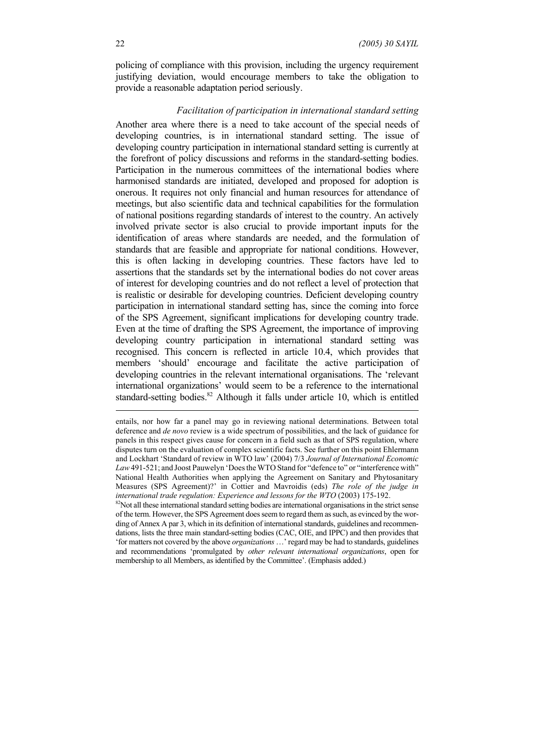policing of compliance with this provision, including the urgency requirement justifying deviation, would encourage members to take the obligation to provide a reasonable adaptation period seriously.

### *Facilitation of participation in international standard setting*

Another area where there is a need to take account of the special needs of developing countries, is in international standard setting. The issue of developing country participation in international standard setting is currently at the forefront of policy discussions and reforms in the standard-setting bodies. Participation in the numerous committees of the international bodies where harmonised standards are initiated, developed and proposed for adoption is onerous. It requires not only financial and human resources for attendance of meetings, but also scientific data and technical capabilities for the formulation of national positions regarding standards of interest to the country. An actively involved private sector is also crucial to provide important inputs for the identification of areas where standards are needed, and the formulation of standards that are feasible and appropriate for national conditions. However, this is often lacking in developing countries. These factors have led to assertions that the standards set by the international bodies do not cover areas of interest for developing countries and do not reflect a level of protection that is realistic or desirable for developing countries. Deficient developing country participation in international standard setting has, since the coming into force of the SPS Agreement, significant implications for developing country trade. Even at the time of drafting the SPS Agreement, the importance of improving developing country participation in international standard setting was recognised. This concern is reflected in article 10.4, which provides that members 'should' encourage and facilitate the active participation of developing countries in the relevant international organisations. The 'relevant international organizations' would seem to be a reference to the international standard-setting bodies.[82] Although it falls under article 10, which is entitled

---

entails, nor how far a panel may go in reviewing national determinations. Between total deference and *de novo* review is a wide spectrum of possibilities, and the lack of guidance for panels in this respect gives cause for concern in a field such as that of SPS regulation, where disputes turn on the evaluation of complex scientific facts. See further on this point Ehlermann and Lockhart 'Standard of review in WTO law' (2004) 7/3 *Journal of International Economic Law* 491-521; and Joost Pauwelyn 'Does the WTO Stand for "defence to" or "interference with" National Health Authorities when applying the Agreement on Sanitary and Phytosanitary Measures (SPS Agreement)?' in Cottier and Mavroidis (eds) *The role of the judge in international trade regulation: Experience and lessons for the WTO* (2003) 175-192.

[82] Not all these international standard setting bodies are international organisations in the strict sense of the term. However, the SPS Agreement does seem to regard them as such, as evinced by the wording of Annex A par 3, which in its definition of international standards, guidelines and recommendations, lists the three main standard-setting bodies (CAC, OIE, and IPPC) and then provides that 'for matters not covered by the above *organizations* …' regard may be had to standards, guidelines and recommendations 'promulgated by *other relevant international organizations*, open for membership to all Members, as identified by the Committee'. (Emphasis added.)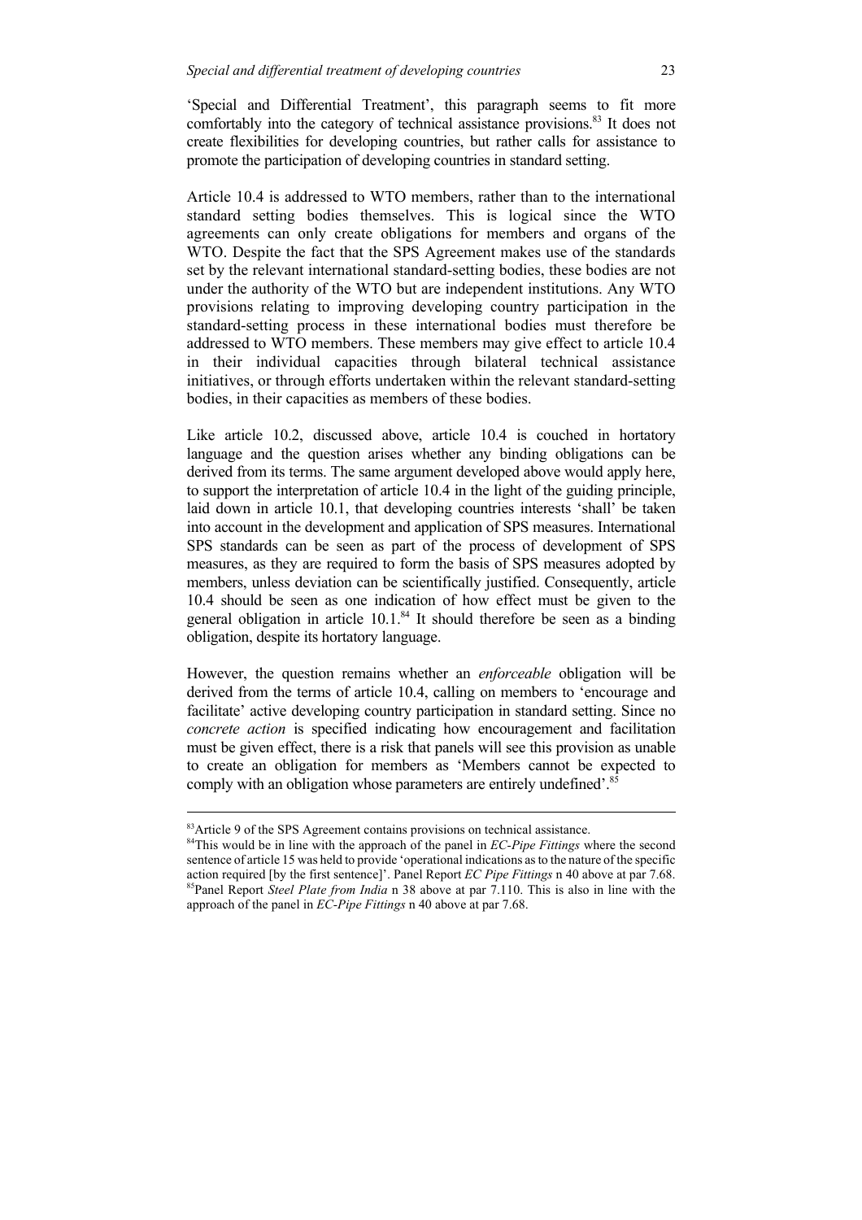'Special and Differential Treatment', this paragraph seems to fit more comfortably into the category of technical assistance provisions.[83] It does not create flexibilities for developing countries, but rather calls for assistance to promote the participation of developing countries in standard setting.

Article 10.4 is addressed to WTO members, rather than to the international standard setting bodies themselves. This is logical since the WTO agreements can only create obligations for members and organs of the WTO. Despite the fact that the SPS Agreement makes use of the standards set by the relevant international standard-setting bodies, these bodies are not under the authority of the WTO but are independent institutions. Any WTO provisions relating to improving developing country participation in the standard-setting process in these international bodies must therefore be addressed to WTO members. These members may give effect to article 10.4 in their individual capacities through bilateral technical assistance initiatives, or through efforts undertaken within the relevant standard-setting bodies, in their capacities as members of these bodies.

Like article 10.2, discussed above, article 10.4 is couched in hortatory language and the question arises whether any binding obligations can be derived from its terms. The same argument developed above would apply here, to support the interpretation of article 10.4 in the light of the guiding principle, laid down in article 10.1, that developing countries interests 'shall' be taken into account in the development and application of SPS measures. International SPS standards can be seen as part of the process of development of SPS measures, as they are required to form the basis of SPS measures adopted by members, unless deviation can be scientifically justified. Consequently, article 10.4 should be seen as one indication of how effect must be given to the general obligation in article 10.1.[84] It should therefore be seen as a binding obligation, despite its hortatory language.

However, the question remains whether an *enforceable* obligation will be derived from the terms of article 10.4, calling on members to 'encourage and facilitate' active developing country participation in standard setting. Since no *concrete action* is specified indicating how encouragement and facilitation must be given effect, there is a risk that panels will see this provision as unable to create an obligation for members as 'Members cannot be expected to comply with an obligation whose parameters are entirely undefined'.[85]

---

[83]Article 9 of the SPS Agreement contains provisions on technical assistance.

[84]This would be in line with the approach of the panel in *EC-Pipe Fittings* where the second sentence of article 15 was held to provide 'operational indications as to the nature of the specific action required [by the first sentence]'. Panel Report *EC Pipe Fittings* n 40 above at par 7.68.

[85]Panel Report *Steel Plate from India* n 38 above at par 7.110. This is also in line with the approach of the panel in *EC-Pipe Fittings* n 40 above at par 7.68.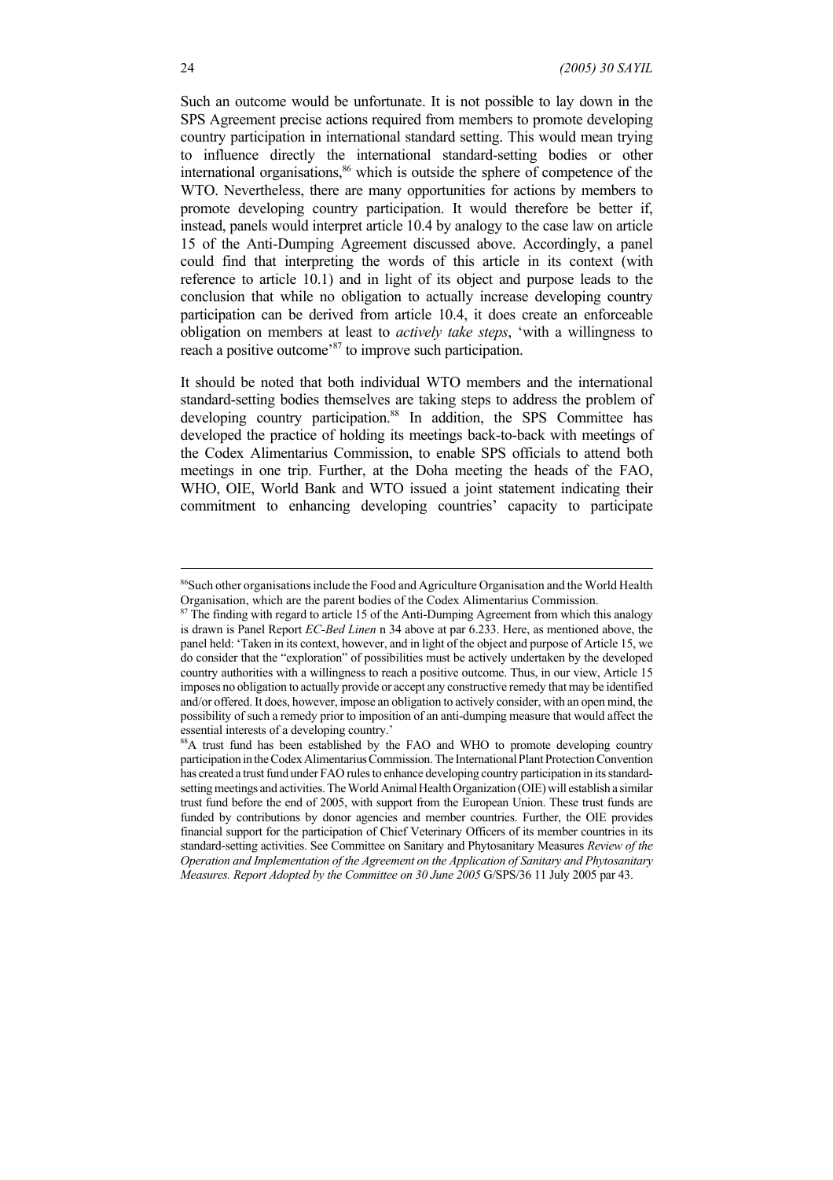Such an outcome would be unfortunate. It is not possible to lay down in the SPS Agreement precise actions required from members to promote developing country participation in international standard setting. This would mean trying to influence directly the international standard-setting bodies or other international organisations,[86] which is outside the sphere of competence of the WTO. Nevertheless, there are many opportunities for actions by members to promote developing country participation. It would therefore be better if, instead, panels would interpret article 10.4 by analogy to the case law on article 15 of the Anti-Dumping Agreement discussed above. Accordingly, a panel could find that interpreting the words of this article in its context (with reference to article 10.1) and in light of its object and purpose leads to the conclusion that while no obligation to actually increase developing country participation can be derived from article 10.4, it does create an enforceable obligation on members at least to *actively take steps*, 'with a willingness to reach a positive outcome'[87] to improve such participation.

It should be noted that both individual WTO members and the international standard-setting bodies themselves are taking steps to address the problem of developing country participation.[88] In addition, the SPS Committee has developed the practice of holding its meetings back-to-back with meetings of the Codex Alimentarius Commission, to enable SPS officials to attend both meetings in one trip. Further, at the Doha meeting the heads of the FAO, WHO, OIE, World Bank and WTO issued a joint statement indicating their commitment to enhancing developing countries' capacity to participate

---

[86] Such other organisations include the Food and Agriculture Organisation and the World Health Organisation, which are the parent bodies of the Codex Alimentarius Commission.

[87] The finding with regard to article 15 of the Anti-Dumping Agreement from which this analogy is drawn is Panel Report *EC-Bed Linen* n 34 above at par 6.233. Here, as mentioned above, the panel held: 'Taken in its context, however, and in light of the object and purpose of Article 15, we do consider that the "exploration" of possibilities must be actively undertaken by the developed country authorities with a willingness to reach a positive outcome. Thus, in our view, Article 15 imposes no obligation to actually provide or accept any constructive remedy that may be identified and/or offered. It does, however, impose an obligation to actively consider, with an open mind, the possibility of such a remedy prior to imposition of an anti-dumping measure that would affect the essential interests of a developing country.'

[88] A trust fund has been established by the FAO and WHO to promote developing country participation in the Codex Alimentarius Commission. The International Plant Protection Convention has created a trust fund under FAO rules to enhance developing country participation in its standard-setting meetings and activities. The World Animal Health Organization (OIE) will establish a similar trust fund before the end of 2005, with support from the European Union. These trust funds are funded by contributions by donor agencies and member countries. Further, the OIE provides financial support for the participation of Chief Veterinary Officers of its member countries in its standard-setting activities. See Committee on Sanitary and Phytosanitary Measures *Review of the Operation and Implementation of the Agreement on the Application of Sanitary and Phytosanitary Measures. Report Adopted by the Committee on 30 June 2005* G/SPS/36 11 July 2005 par 43.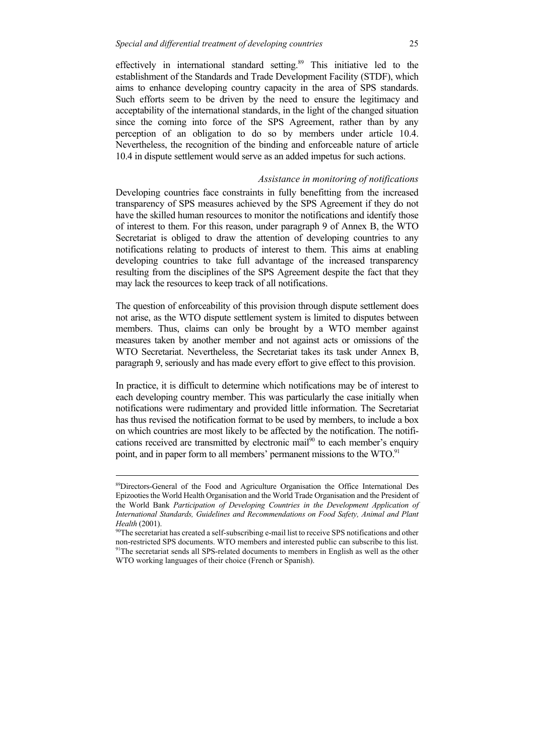effectively in international standard setting.[89] This initiative led to the establishment of the Standards and Trade Development Facility (STDF), which aims to enhance developing country capacity in the area of SPS standards. Such efforts seem to be driven by the need to ensure the legitimacy and acceptability of the international standards, in the light of the changed situation since the coming into force of the SPS Agreement, rather than by any perception of an obligation to do so by members under article 10.4. Nevertheless, the recognition of the binding and enforceable nature of article 10.4 in dispute settlement would serve as an added impetus for such actions.

*Assistance in monitoring of notifications*

Developing countries face constraints in fully benefitting from the increased transparency of SPS measures achieved by the SPS Agreement if they do not have the skilled human resources to monitor the notifications and identify those of interest to them. For this reason, under paragraph 9 of Annex B, the WTO Secretariat is obliged to draw the attention of developing countries to any notifications relating to products of interest to them. This aims at enabling developing countries to take full advantage of the increased transparency resulting from the disciplines of the SPS Agreement despite the fact that they may lack the resources to keep track of all notifications.

The question of enforceability of this provision through dispute settlement does not arise, as the WTO dispute settlement system is limited to disputes between members. Thus, claims can only be brought by a WTO member against measures taken by another member and not against acts or omissions of the WTO Secretariat. Nevertheless, the Secretariat takes its task under Annex B, paragraph 9, seriously and has made every effort to give effect to this provision.

In practice, it is difficult to determine which notifications may be of interest to each developing country member. This was particularly the case initially when notifications were rudimentary and provided little information. The Secretariat has thus revised the notification format to be used by members, to include a box on which countries are most likely to be affected by the notification. The notifications received are transmitted by electronic mail[90] to each member's enquiry point, and in paper form to all members' permanent missions to the WTO.[91]

---

[89]Directors-General of the Food and Agriculture Organisation the Office International Des Epizooties the World Health Organisation and the World Trade Organisation and the President of the World Bank *Participation of Developing Countries in the Development Application of International Standards, Guidelines and Recommendations on Food Safety, Animal and Plant Health* (2001).

[90]The secretariat has created a self-subscribing e-mail list to receive SPS notifications and other non-restricted SPS documents. WTO members and interested public can subscribe to this list.

[91]The secretariat sends all SPS-related documents to members in English as well as the other WTO working languages of their choice (French or Spanish).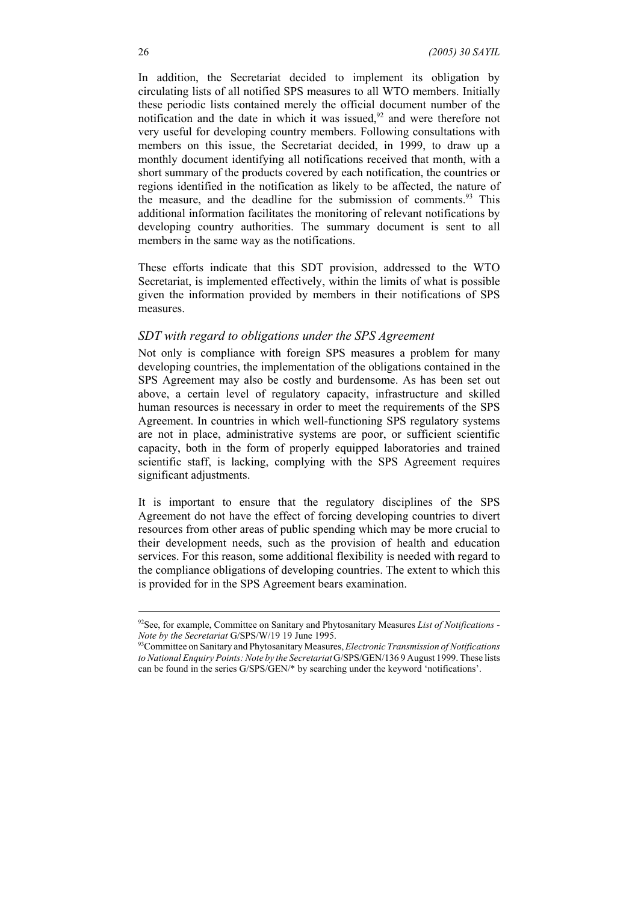In addition, the Secretariat decided to implement its obligation by circulating lists of all notified SPS measures to all WTO members. Initially these periodic lists contained merely the official document number of the notification and the date in which it was issued,[92] and were therefore not very useful for developing country members. Following consultations with members on this issue, the Secretariat decided, in 1999, to draw up a monthly document identifying all notifications received that month, with a short summary of the products covered by each notification, the countries or regions identified in the notification as likely to be affected, the nature of the measure, and the deadline for the submission of comments.[93] This additional information facilitates the monitoring of relevant notifications by developing country authorities. The summary document is sent to all members in the same way as the notifications.

These efforts indicate that this SDT provision, addressed to the WTO Secretariat, is implemented effectively, within the limits of what is possible given the information provided by members in their notifications of SPS measures.

### *SDT with regard to obligations under the SPS Agreement*

Not only is compliance with foreign SPS measures a problem for many developing countries, the implementation of the obligations contained in the SPS Agreement may also be costly and burdensome. As has been set out above, a certain level of regulatory capacity, infrastructure and skilled human resources is necessary in order to meet the requirements of the SPS Agreement. In countries in which well-functioning SPS regulatory systems are not in place, administrative systems are poor, or sufficient scientific capacity, both in the form of properly equipped laboratories and trained scientific staff, is lacking, complying with the SPS Agreement requires significant adjustments.

It is important to ensure that the regulatory disciplines of the SPS Agreement do not have the effect of forcing developing countries to divert resources from other areas of public spending which may be more crucial to their development needs, such as the provision of health and education services. For this reason, some additional flexibility is needed with regard to the compliance obligations of developing countries. The extent to which this is provided for in the SPS Agreement bears examination.

---

[92]See, for example, Committee on Sanitary and Phytosanitary Measures *List of Notifications - Note by the Secretariat* G/SPS/W/19 19 June 1995.

[93]Committee on Sanitary and Phytosanitary Measures, *Electronic Transmission of Notifications to National Enquiry Points: Note by the Secretariat* G/SPS/GEN/136 9 August 1999. These lists can be found in the series G/SPS/GEN/* by searching under the keyword 'notifications'.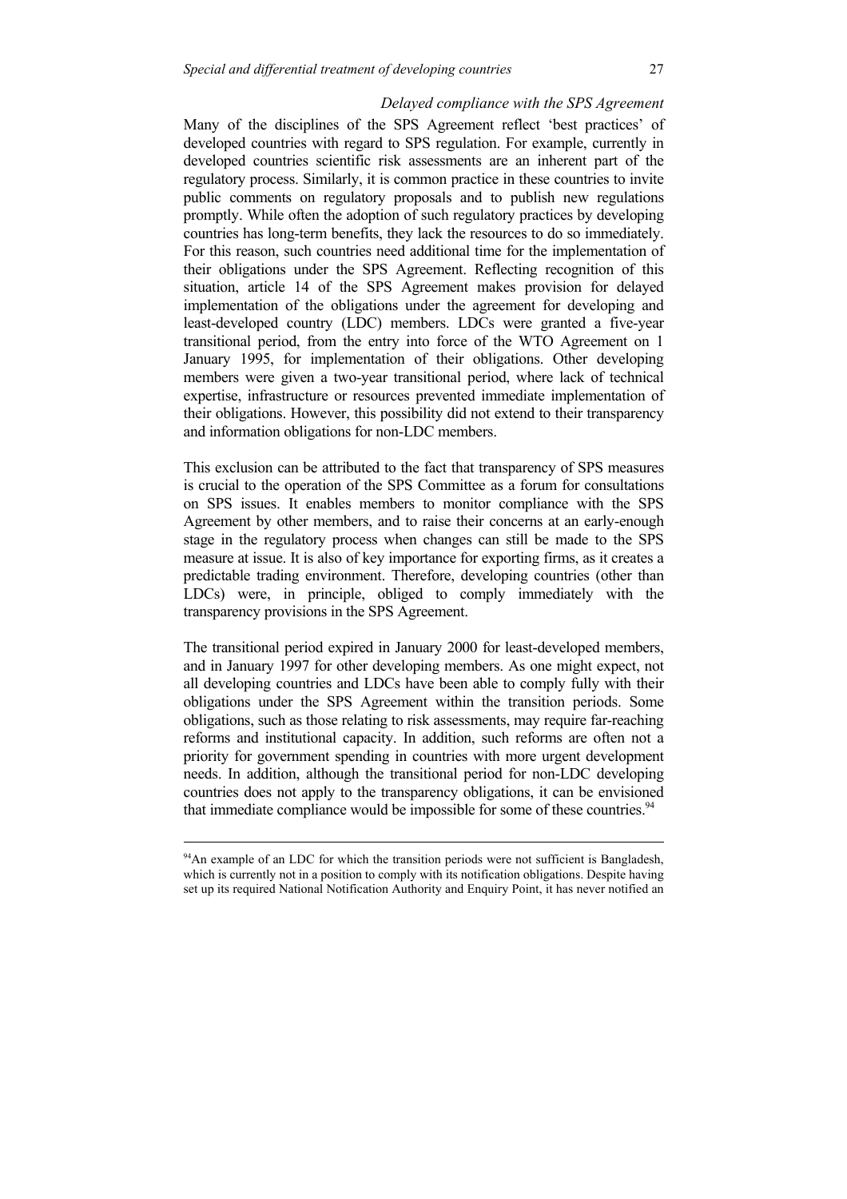### *Delayed compliance with the SPS Agreement*

Many of the disciplines of the SPS Agreement reflect 'best practices' of developed countries with regard to SPS regulation. For example, currently in developed countries scientific risk assessments are an inherent part of the regulatory process. Similarly, it is common practice in these countries to invite public comments on regulatory proposals and to publish new regulations promptly. While often the adoption of such regulatory practices by developing countries has long-term benefits, they lack the resources to do so immediately. For this reason, such countries need additional time for the implementation of their obligations under the SPS Agreement. Reflecting recognition of this situation, article 14 of the SPS Agreement makes provision for delayed implementation of the obligations under the agreement for developing and least-developed country (LDC) members. LDCs were granted a five-year transitional period, from the entry into force of the WTO Agreement on 1 January 1995, for implementation of their obligations. Other developing members were given a two-year transitional period, where lack of technical expertise, infrastructure or resources prevented immediate implementation of their obligations. However, this possibility did not extend to their transparency and information obligations for non-LDC members.

This exclusion can be attributed to the fact that transparency of SPS measures is crucial to the operation of the SPS Committee as a forum for consultations on SPS issues. It enables members to monitor compliance with the SPS Agreement by other members, and to raise their concerns at an early-enough stage in the regulatory process when changes can still be made to the SPS measure at issue. It is also of key importance for exporting firms, as it creates a predictable trading environment. Therefore, developing countries (other than LDCs) were, in principle, obliged to comply immediately with the transparency provisions in the SPS Agreement.

The transitional period expired in January 2000 for least-developed members, and in January 1997 for other developing members. As one might expect, not all developing countries and LDCs have been able to comply fully with their obligations under the SPS Agreement within the transition periods. Some obligations, such as those relating to risk assessments, may require far-reaching reforms and institutional capacity. In addition, such reforms are often not a priority for government spending in countries with more urgent development needs. In addition, although the transitional period for non-LDC developing countries does not apply to the transparency obligations, it can be envisioned that immediate compliance would be impossible for some of these countries.[94]

---

[94]An example of an LDC for which the transition periods were not sufficient is Bangladesh, which is currently not in a position to comply with its notification obligations. Despite having set up its required National Notification Authority and Enquiry Point, it has never notified an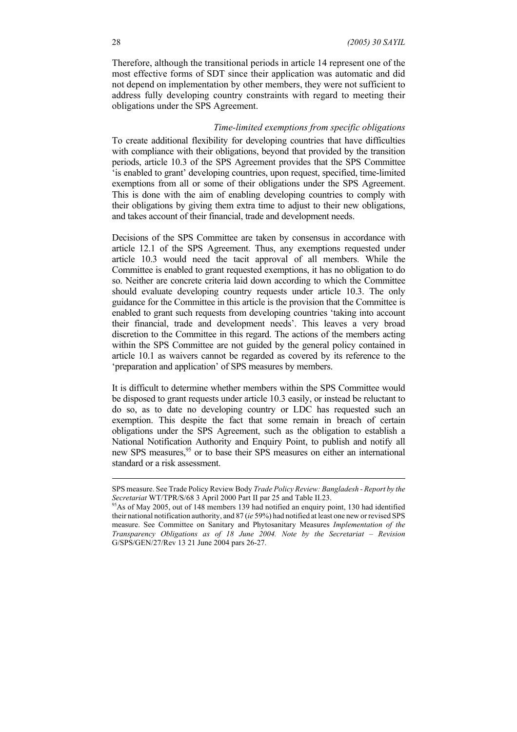Therefore, although the transitional periods in article 14 represent one of the most effective forms of SDT since their application was automatic and did not depend on implementation by other members, they were not sufficient to address fully developing country constraints with regard to meeting their obligations under the SPS Agreement.

*Time-limited exemptions from specific obligations*

To create additional flexibility for developing countries that have difficulties with compliance with their obligations, beyond that provided by the transition periods, article 10.3 of the SPS Agreement provides that the SPS Committee 'is enabled to grant' developing countries, upon request, specified, time-limited exemptions from all or some of their obligations under the SPS Agreement. This is done with the aim of enabling developing countries to comply with their obligations by giving them extra time to adjust to their new obligations, and takes account of their financial, trade and development needs.

Decisions of the SPS Committee are taken by consensus in accordance with article 12.1 of the SPS Agreement. Thus, any exemptions requested under article 10.3 would need the tacit approval of all members. While the Committee is enabled to grant requested exemptions, it has no obligation to do so. Neither are concrete criteria laid down according to which the Committee should evaluate developing country requests under article 10.3. The only guidance for the Committee in this article is the provision that the Committee is enabled to grant such requests from developing countries 'taking into account their financial, trade and development needs'. This leaves a very broad discretion to the Committee in this regard. The actions of the members acting within the SPS Committee are not guided by the general policy contained in article 10.1 as waivers cannot be regarded as covered by its reference to the 'preparation and application' of SPS measures by members.

It is difficult to determine whether members within the SPS Committee would be disposed to grant requests under article 10.3 easily, or instead be reluctant to do so, as to date no developing country or LDC has requested such an exemption. This despite the fact that some remain in breach of certain obligations under the SPS Agreement, such as the obligation to establish a National Notification Authority and Enquiry Point, to publish and notify all new SPS measures,[95] or to base their SPS measures on either an international standard or a risk assessment.

---

SPS measure. See Trade Policy Review Body *Trade Policy Review: Bangladesh - Report by the Secretariat* WT/TPR/S/68 3 April 2000 Part II par 25 and Table II.23.

[95] As of May 2005, out of 148 members 139 had notified an enquiry point, 130 had identified their national notification authority, and 87 (*ie* 59%) had notified at least one new or revised SPS measure. See Committee on Sanitary and Phytosanitary Measures *Implementation of the Transparency Obligations as of 18 June 2004. Note by the Secretariat – Revision* G/SPS/GEN/27/Rev 13 21 June 2004 pars 26-27.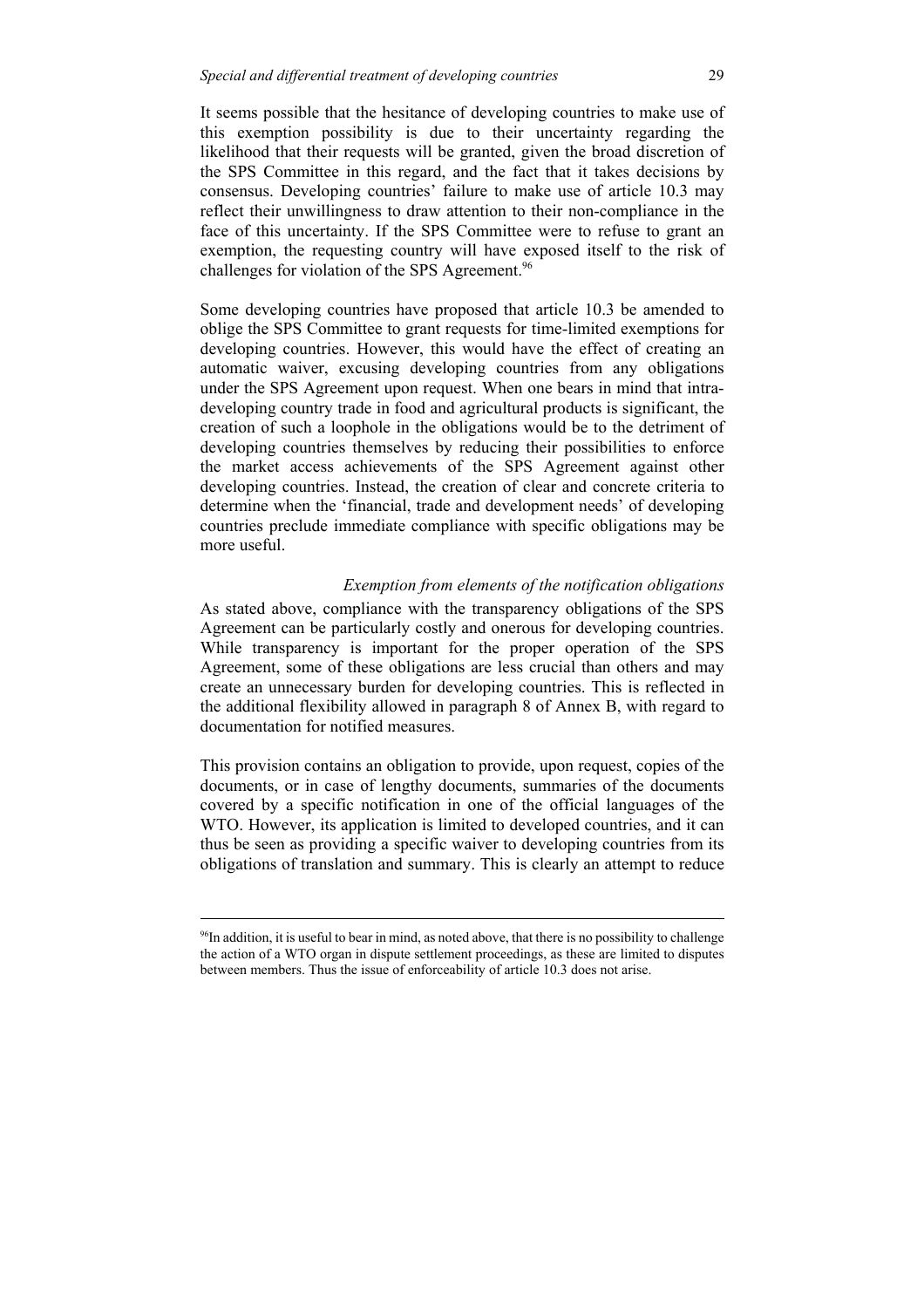It seems possible that the hesitance of developing countries to make use of this exemption possibility is due to their uncertainty regarding the likelihood that their requests will be granted, given the broad discretion of the SPS Committee in this regard, and the fact that it takes decisions by consensus. Developing countries' failure to make use of article 10.3 may reflect their unwillingness to draw attention to their non-compliance in the face of this uncertainty. If the SPS Committee were to refuse to grant an exemption, the requesting country will have exposed itself to the risk of challenges for violation of the SPS Agreement.[96]

Some developing countries have proposed that article 10.3 be amended to oblige the SPS Committee to grant requests for time-limited exemptions for developing countries. However, this would have the effect of creating an automatic waiver, excusing developing countries from any obligations under the SPS Agreement upon request. When one bears in mind that intra-developing country trade in food and agricultural products is significant, the creation of such a loophole in the obligations would be to the detriment of developing countries themselves by reducing their possibilities to enforce the market access achievements of the SPS Agreement against other developing countries. Instead, the creation of clear and concrete criteria to determine when the 'financial, trade and development needs' of developing countries preclude immediate compliance with specific obligations may be more useful.

*Exemption from elements of the notification obligations*

As stated above, compliance with the transparency obligations of the SPS Agreement can be particularly costly and onerous for developing countries. While transparency is important for the proper operation of the SPS Agreement, some of these obligations are less crucial than others and may create an unnecessary burden for developing countries. This is reflected in the additional flexibility allowed in paragraph 8 of Annex B, with regard to documentation for notified measures.

This provision contains an obligation to provide, upon request, copies of the documents, or in case of lengthy documents, summaries of the documents covered by a specific notification in one of the official languages of the WTO. However, its application is limited to developed countries, and it can thus be seen as providing a specific waiver to developing countries from its obligations of translation and summary. This is clearly an attempt to reduce

---

[96] In addition, it is useful to bear in mind, as noted above, that there is no possibility to challenge the action of a WTO organ in dispute settlement proceedings, as these are limited to disputes between members. Thus the issue of enforceability of article 10.3 does not arise.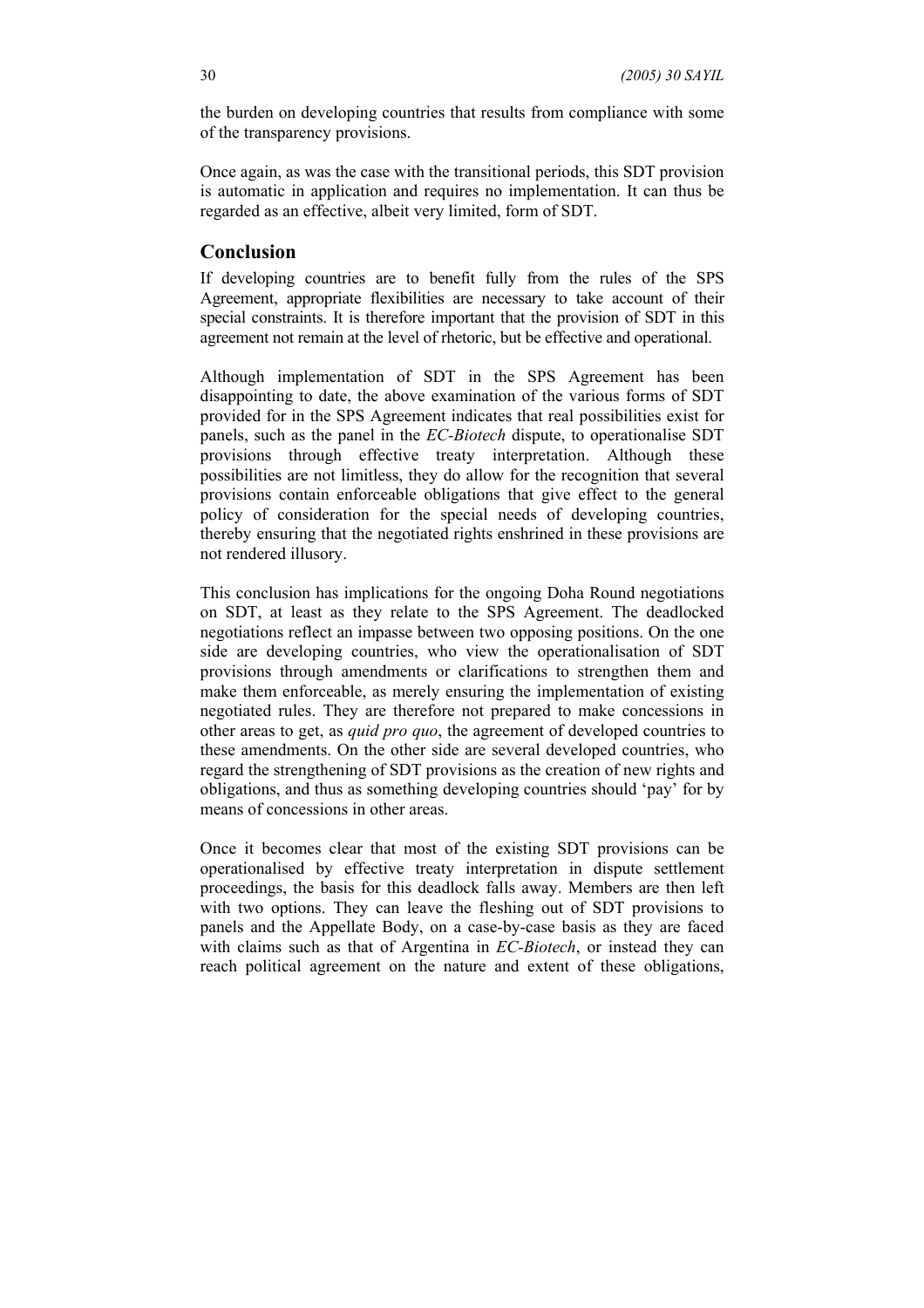the burden on developing countries that results from compliance with some of the transparency provisions.

Once again, as was the case with the transitional periods, this SDT provision is automatic in application and requires no implementation. It can thus be regarded as an effective, albeit very limited, form of SDT.

## Conclusion

If developing countries are to benefit fully from the rules of the SPS Agreement, appropriate flexibilities are necessary to take account of their special constraints. It is therefore important that the provision of SDT in this agreement not remain at the level of rhetoric, but be effective and operational.

Although implementation of SDT in the SPS Agreement has been disappointing to date, the above examination of the various forms of SDT provided for in the SPS Agreement indicates that real possibilities exist for panels, such as the panel in the *EC-Biotech* dispute, to operationalise SDT provisions through effective treaty interpretation. Although these possibilities are not limitless, they do allow for the recognition that several provisions contain enforceable obligations that give effect to the general policy of consideration for the special needs of developing countries, thereby ensuring that the negotiated rights enshrined in these provisions are not rendered illusory.

This conclusion has implications for the ongoing Doha Round negotiations on SDT, at least as they relate to the SPS Agreement. The deadlocked negotiations reflect an impasse between two opposing positions. On the one side are developing countries, who view the operationalisation of SDT provisions through amendments or clarifications to strengthen them and make them enforceable, as merely ensuring the implementation of existing negotiated rules. They are therefore not prepared to make concessions in other areas to get, as *quid pro quo*, the agreement of developed countries to these amendments. On the other side are several developed countries, who regard the strengthening of SDT provisions as the creation of new rights and obligations, and thus as something developing countries should 'pay' for by means of concessions in other areas.

Once it becomes clear that most of the existing SDT provisions can be operationalised by effective treaty interpretation in dispute settlement proceedings, the basis for this deadlock falls away. Members are then left with two options. They can leave the fleshing out of SDT provisions to panels and the Appellate Body, on a case-by-case basis as they are faced with claims such as that of Argentina in *EC-Biotech*, or instead they can reach political agreement on the nature and extent of these obligations,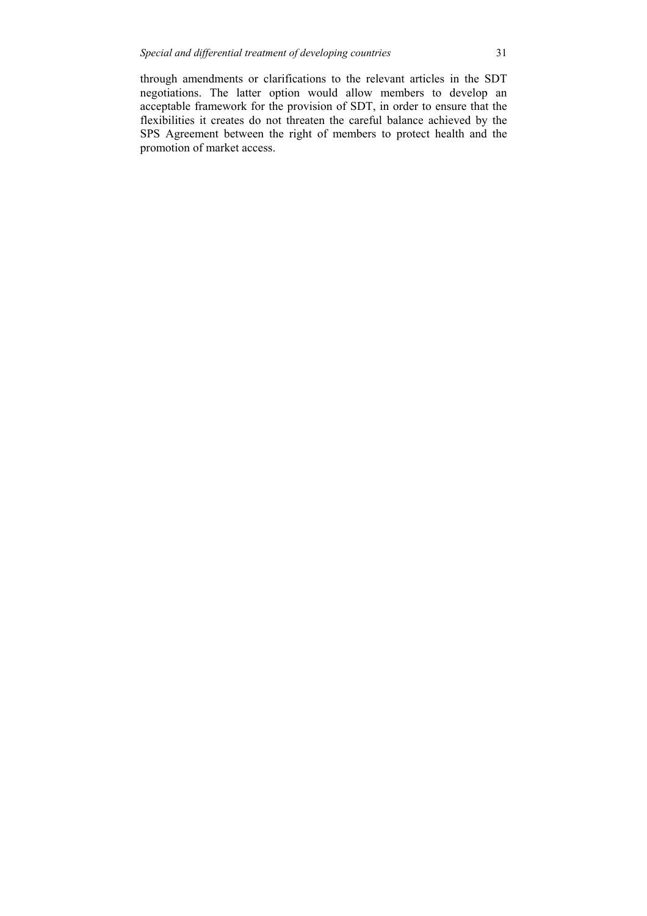through amendments or clarifications to the relevant articles in the SDT negotiations. The latter option would allow members to develop an acceptable framework for the provision of SDT, in order to ensure that the flexibilities it creates do not threaten the careful balance achieved by the SPS Agreement between the right of members to protect health and the promotion of market access.